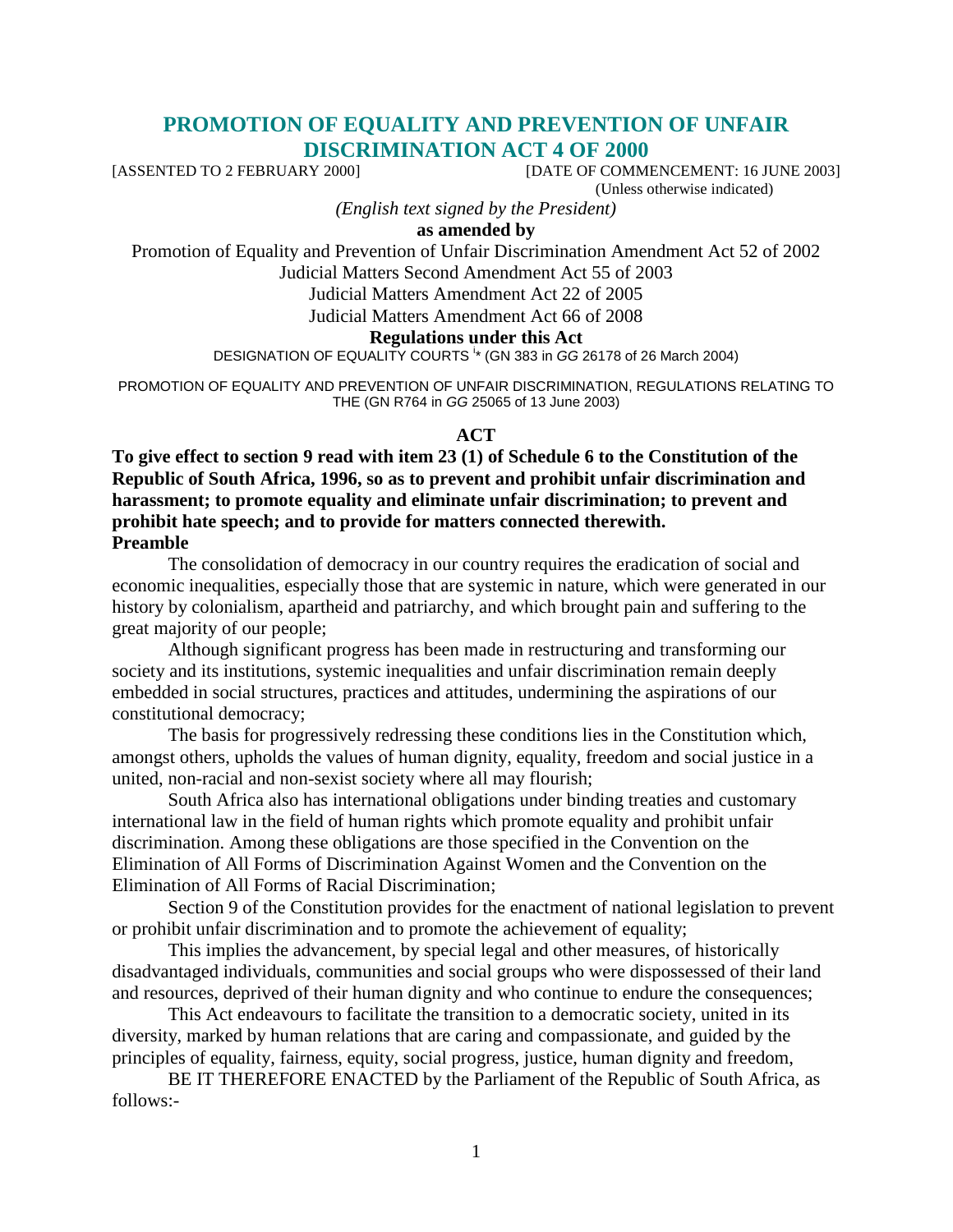# PROMOTION OF EQUALITY AND PREVENTION OF UNFAIR DISCRIMINATION ACT 4 OF 2000

[ASSENTED TO 2 FEBRUARY 2000] [DATE OF COMMENCEMENT: 16 JUNE 2003]

(Unless otherwise indicated)

*(English text signed by the President)*

**as amended by**

Promotion of Equality and Prevention of Unfair Discrimination Amendment Act 52 of 2002

Judicial Matters Second Amendment Act 55 of 2003

Judicial Matters Amendment Act 22 of 2005

Judicial Matters Amendment Act 66 of 2008

**Regulations under this Act**

DESIGNATION OF EQUALITY COURTS [i]* (GN 383 in *GG* 26178 of 26 March 2004)

PROMOTION OF EQUALITY AND PREVENTION OF UNFAIR DISCRIMINATION, REGULATIONS RELATING TO THE (GN R764 in *GG* 25065 of 13 June 2003)

## ACT

**To give effect to section 9 read with item 23 (1) of Schedule 6 to the Constitution of the Republic of South Africa, 1996, so as to prevent and prohibit unfair discrimination and harassment; to promote equality and eliminate unfair discrimination; to prevent and prohibit hate speech; and to provide for matters connected therewith.**

**Preamble**

The consolidation of democracy in our country requires the eradication of social and economic inequalities, especially those that are systemic in nature, which were generated in our history by colonialism, apartheid and patriarchy, and which brought pain and suffering to the great majority of our people;

Although significant progress has been made in restructuring and transforming our society and its institutions, systemic inequalities and unfair discrimination remain deeply embedded in social structures, practices and attitudes, undermining the aspirations of our constitutional democracy;

The basis for progressively redressing these conditions lies in the Constitution which, amongst others, upholds the values of human dignity, equality, freedom and social justice in a united, non-racial and non-sexist society where all may flourish;

South Africa also has international obligations under binding treaties and customary international law in the field of human rights which promote equality and prohibit unfair discrimination. Among these obligations are those specified in the Convention on the Elimination of All Forms of Discrimination Against Women and the Convention on the Elimination of All Forms of Racial Discrimination;

Section 9 of the Constitution provides for the enactment of national legislation to prevent or prohibit unfair discrimination and to promote the achievement of equality;

This implies the advancement, by special legal and other measures, of historically disadvantaged individuals, communities and social groups who were dispossessed of their land and resources, deprived of their human dignity and who continue to endure the consequences;

This Act endeavours to facilitate the transition to a democratic society, united in its diversity, marked by human relations that are caring and compassionate, and guided by the principles of equality, fairness, equity, social progress, justice, human dignity and freedom,

BE IT THEREFORE ENACTED by the Parliament of the Republic of South Africa, as follows:-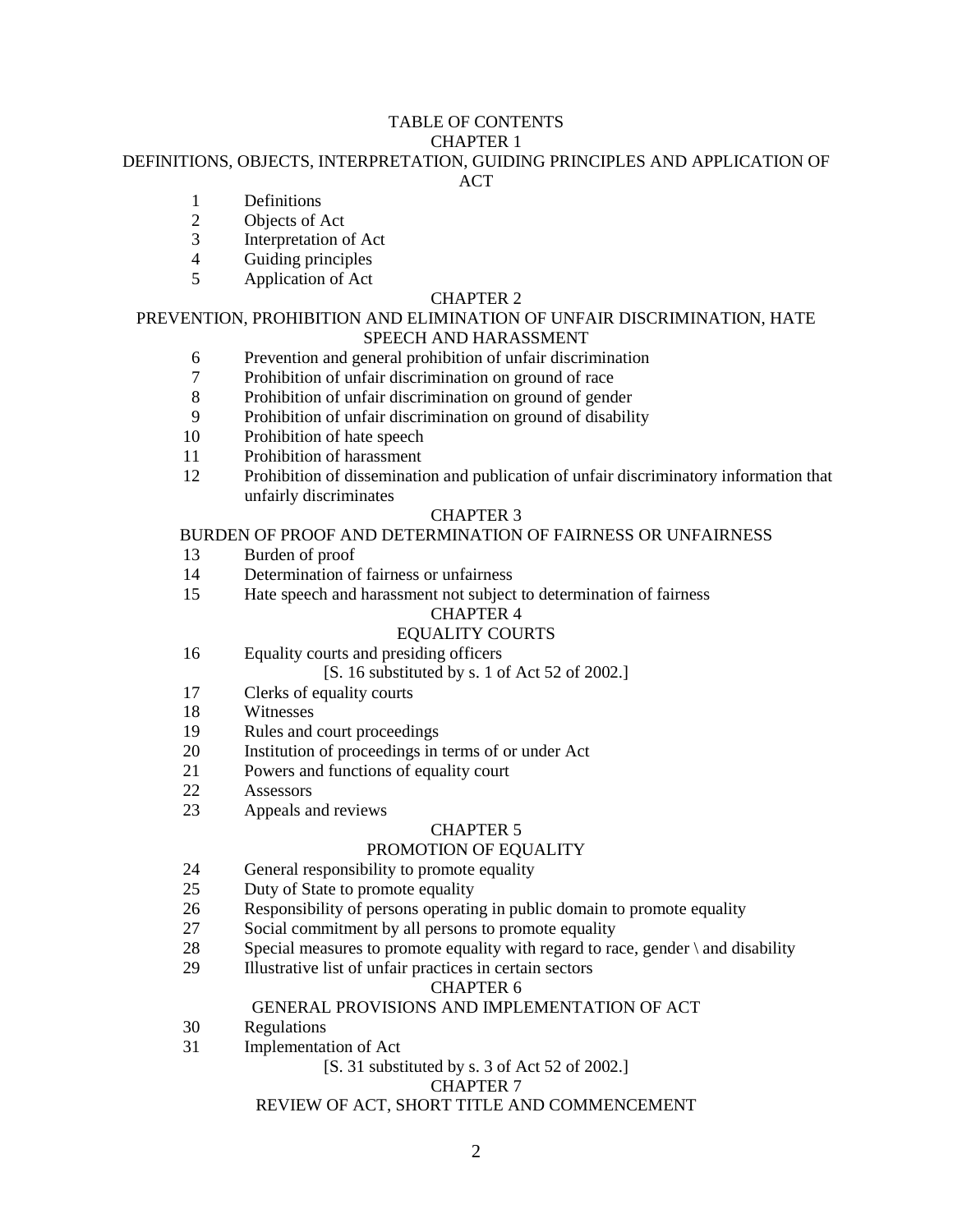# TABLE OF CONTENTS

## CHAPTER 1

## DEFINITIONS, OBJECTS, INTERPRETATION, GUIDING PRINCIPLES AND APPLICATION OF ACT

1 Definitions
2 Objects of Act
3 Interpretation of Act
4 Guiding principles
5 Application of Act

## CHAPTER 2

## PREVENTION, PROHIBITION AND ELIMINATION OF UNFAIR DISCRIMINATION, HATE SPEECH AND HARASSMENT

6 Prevention and general prohibition of unfair discrimination
7 Prohibition of unfair discrimination on ground of race
8 Prohibition of unfair discrimination on ground of gender
9 Prohibition of unfair discrimination on ground of disability
10 Prohibition of hate speech
11 Prohibition of harassment
12 Prohibition of dissemination and publication of unfair discriminatory information that unfairly discriminates

## CHAPTER 3

## BURDEN OF PROOF AND DETERMINATION OF FAIRNESS OR UNFAIRNESS

13 Burden of proof
14 Determination of fairness or unfairness
15 Hate speech and harassment not subject to determination of fairness

## CHAPTER 4

## EQUALITY COURTS

16 Equality courts and presiding officers
[S. 16 substituted by s. 1 of Act 52 of 2002.]
17 Clerks of equality courts
18 Witnesses
19 Rules and court proceedings
20 Institution of proceedings in terms of or under Act
21 Powers and functions of equality court
22 Assessors
23 Appeals and reviews

## CHAPTER 5

## PROMOTION OF EQUALITY

24 General responsibility to promote equality
25 Duty of State to promote equality
26 Responsibility of persons operating in public domain to promote equality
27 Social commitment by all persons to promote equality
28 Special measures to promote equality with regard to race, gender \ and disability
29 Illustrative list of unfair practices in certain sectors

## CHAPTER 6

## GENERAL PROVISIONS AND IMPLEMENTATION OF ACT

30 Regulations
31 Implementation of Act
[S. 31 substituted by s. 3 of Act 52 of 2002.]

## CHAPTER 7

## REVIEW OF ACT, SHORT TITLE AND COMMENCEMENT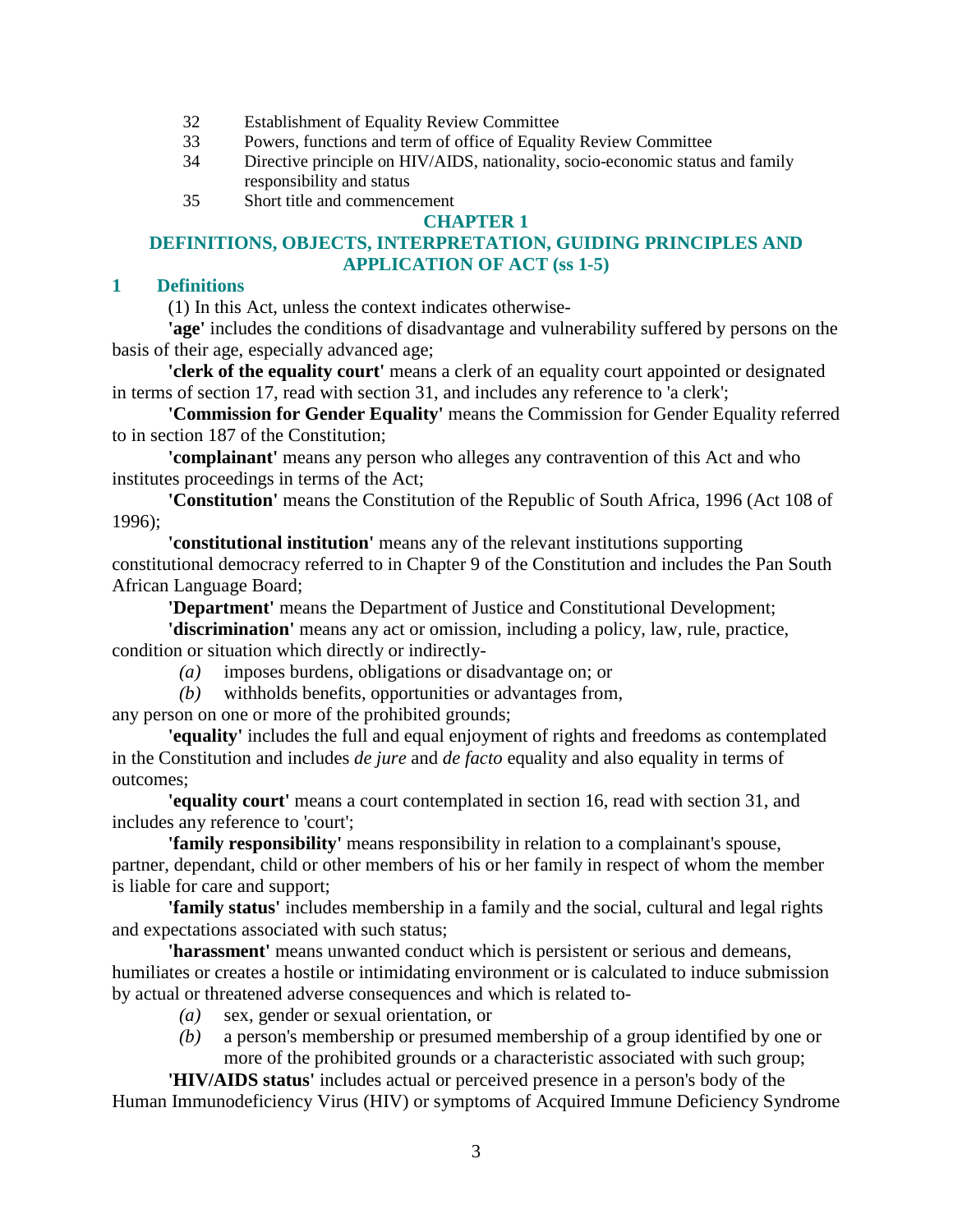32 Establishment of Equality Review Committee

33 Powers, functions and term of office of Equality Review Committee

34 Directive principle on HIV/AIDS, nationality, socio-economic status and family responsibility and status

35 Short title and commencement

## CHAPTER 1

## DEFINITIONS, OBJECTS, INTERPRETATION, GUIDING PRINCIPLES AND APPLICATION OF ACT (ss 1-5)

### 1 Definitions

(1) In this Act, unless the context indicates otherwise-

**'age'** includes the conditions of disadvantage and vulnerability suffered by persons on the basis of their age, especially advanced age;

**'clerk of the equality court'** means a clerk of an equality court appointed or designated in terms of section 17, read with section 31, and includes any reference to 'a clerk';

**'Commission for Gender Equality'** means the Commission for Gender Equality referred to in section 187 of the Constitution;

**'complainant'** means any person who alleges any contravention of this Act and who institutes proceedings in terms of the Act;

**'Constitution'** means the Constitution of the Republic of South Africa, 1996 (Act 108 of 1996);

**'constitutional institution'** means any of the relevant institutions supporting constitutional democracy referred to in Chapter 9 of the Constitution and includes the Pan South African Language Board;

**'Department'** means the Department of Justice and Constitutional Development;

**'discrimination'** means any act or omission, including a policy, law, rule, practice, condition or situation which directly or indirectly-

*(a)* imposes burdens, obligations or disadvantage on; or

*(b)* withholds benefits, opportunities or advantages from,

any person on one or more of the prohibited grounds;

**'equality'** includes the full and equal enjoyment of rights and freedoms as contemplated in the Constitution and includes *de jure* and *de facto* equality and also equality in terms of outcomes;

**'equality court'** means a court contemplated in section 16, read with section 31, and includes any reference to 'court';

**'family responsibility'** means responsibility in relation to a complainant's spouse, partner, dependant, child or other members of his or her family in respect of whom the member is liable for care and support;

**'family status'** includes membership in a family and the social, cultural and legal rights and expectations associated with such status;

**'harassment'** means unwanted conduct which is persistent or serious and demeans, humiliates or creates a hostile or intimidating environment or is calculated to induce submission by actual or threatened adverse consequences and which is related to-

*(a)* sex, gender or sexual orientation, or

*(b)* a person's membership or presumed membership of a group identified by one or more of the prohibited grounds or a characteristic associated with such group;

**'HIV/AIDS status'** includes actual or perceived presence in a person's body of the Human Immunodeficiency Virus (HIV) or symptoms of Acquired Immune Deficiency Syndrome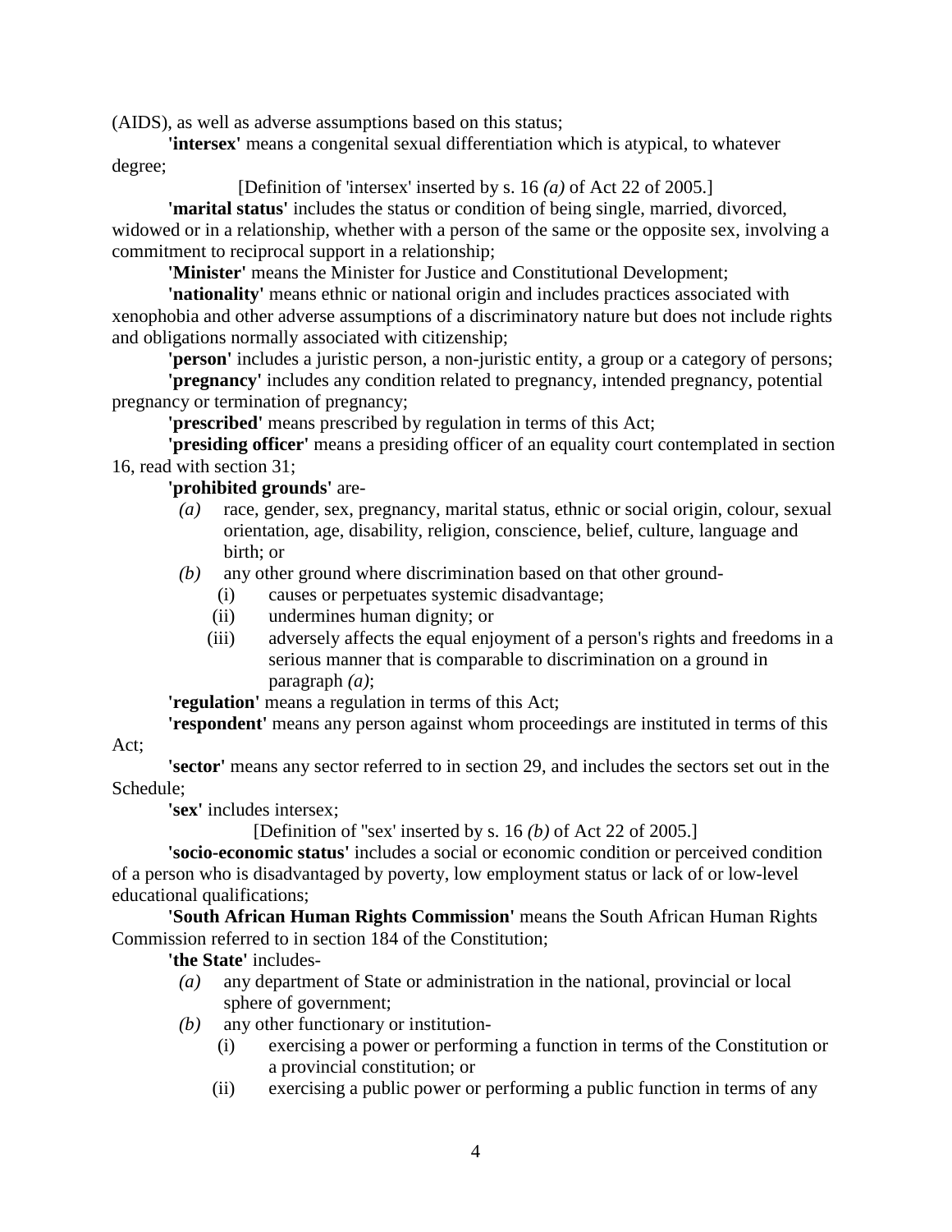(AIDS), as well as adverse assumptions based on this status;

**'intersex'** means a congenital sexual differentiation which is atypical, to whatever degree;

[Definition of 'intersex' inserted by s. 16 *(a)* of Act 22 of 2005.]

**'marital status'** includes the status or condition of being single, married, divorced, widowed or in a relationship, whether with a person of the same or the opposite sex, involving a commitment to reciprocal support in a relationship;

**'Minister'** means the Minister for Justice and Constitutional Development;

**'nationality'** means ethnic or national origin and includes practices associated with xenophobia and other adverse assumptions of a discriminatory nature but does not include rights and obligations normally associated with citizenship;

**'person'** includes a juristic person, a non-juristic entity, a group or a category of persons;

**'pregnancy'** includes any condition related to pregnancy, intended pregnancy, potential pregnancy or termination of pregnancy;

**'prescribed'** means prescribed by regulation in terms of this Act;

**'presiding officer'** means a presiding officer of an equality court contemplated in section 16, read with section 31;

**'prohibited grounds'** are-

*(a)* race, gender, sex, pregnancy, marital status, ethnic or social origin, colour, sexual orientation, age, disability, religion, conscience, belief, culture, language and birth; or

*(b)* any other ground where discrimination based on that other ground-

(i) causes or perpetuates systemic disadvantage;

(ii) undermines human dignity; or

(iii) adversely affects the equal enjoyment of a person's rights and freedoms in a serious manner that is comparable to discrimination on a ground in paragraph *(a)*;

**'regulation'** means a regulation in terms of this Act;

**'respondent'** means any person against whom proceedings are instituted in terms of this Act;

**'sector'** means any sector referred to in section 29, and includes the sectors set out in the Schedule;

**'sex'** includes intersex;

[Definition of ''sex' inserted by s. 16 *(b)* of Act 22 of 2005.]

**'socio-economic status'** includes a social or economic condition or perceived condition of a person who is disadvantaged by poverty, low employment status or lack of or low-level educational qualifications;

**'South African Human Rights Commission'** means the South African Human Rights Commission referred to in section 184 of the Constitution;

**'the State'** includes-

*(a)* any department of State or administration in the national, provincial or local sphere of government;

*(b)* any other functionary or institution-

(i) exercising a power or performing a function in terms of the Constitution or a provincial constitution; or

(ii) exercising a public power or performing a public function in terms of any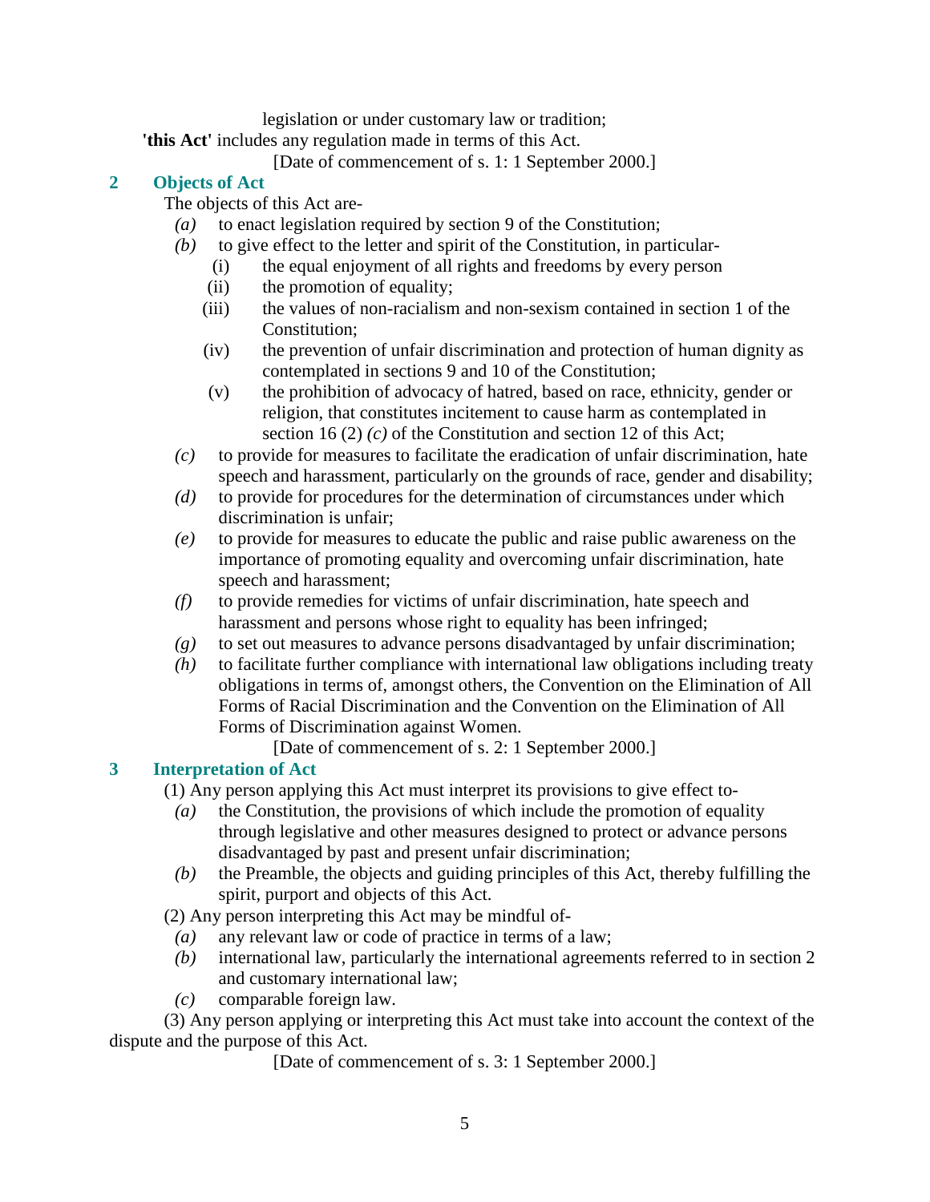legislation or under customary law or tradition;

**'this Act'** includes any regulation made in terms of this Act.

[Date of commencement of s. 1: 1 September 2000.]

## 2 Objects of Act

The objects of this Act are-

*(a)* to enact legislation required by section 9 of the Constitution;

*(b)* to give effect to the letter and spirit of the Constitution, in particular-

(i) the equal enjoyment of all rights and freedoms by every person

(ii) the promotion of equality;

(iii) the values of non-racialism and non-sexism contained in section 1 of the Constitution;

(iv) the prevention of unfair discrimination and protection of human dignity as contemplated in sections 9 and 10 of the Constitution;

(v) the prohibition of advocacy of hatred, based on race, ethnicity, gender or religion, that constitutes incitement to cause harm as contemplated in section 16 (2) *(c)* of the Constitution and section 12 of this Act;

*(c)* to provide for measures to facilitate the eradication of unfair discrimination, hate speech and harassment, particularly on the grounds of race, gender and disability;

*(d)* to provide for procedures for the determination of circumstances under which discrimination is unfair;

*(e)* to provide for measures to educate the public and raise public awareness on the importance of promoting equality and overcoming unfair discrimination, hate speech and harassment;

*(f)* to provide remedies for victims of unfair discrimination, hate speech and harassment and persons whose right to equality has been infringed;

*(g)* to set out measures to advance persons disadvantaged by unfair discrimination;

*(h)* to facilitate further compliance with international law obligations including treaty obligations in terms of, amongst others, the Convention on the Elimination of All Forms of Racial Discrimination and the Convention on the Elimination of All Forms of Discrimination against Women.

[Date of commencement of s. 2: 1 September 2000.]

## 3 Interpretation of Act

(1) Any person applying this Act must interpret its provisions to give effect to-

*(a)* the Constitution, the provisions of which include the promotion of equality through legislative and other measures designed to protect or advance persons disadvantaged by past and present unfair discrimination;

*(b)* the Preamble, the objects and guiding principles of this Act, thereby fulfilling the spirit, purport and objects of this Act.

(2) Any person interpreting this Act may be mindful of-

*(a)* any relevant law or code of practice in terms of a law;

*(b)* international law, particularly the international agreements referred to in section 2 and customary international law;

*(c)* comparable foreign law.

(3) Any person applying or interpreting this Act must take into account the context of the dispute and the purpose of this Act.

[Date of commencement of s. 3: 1 September 2000.]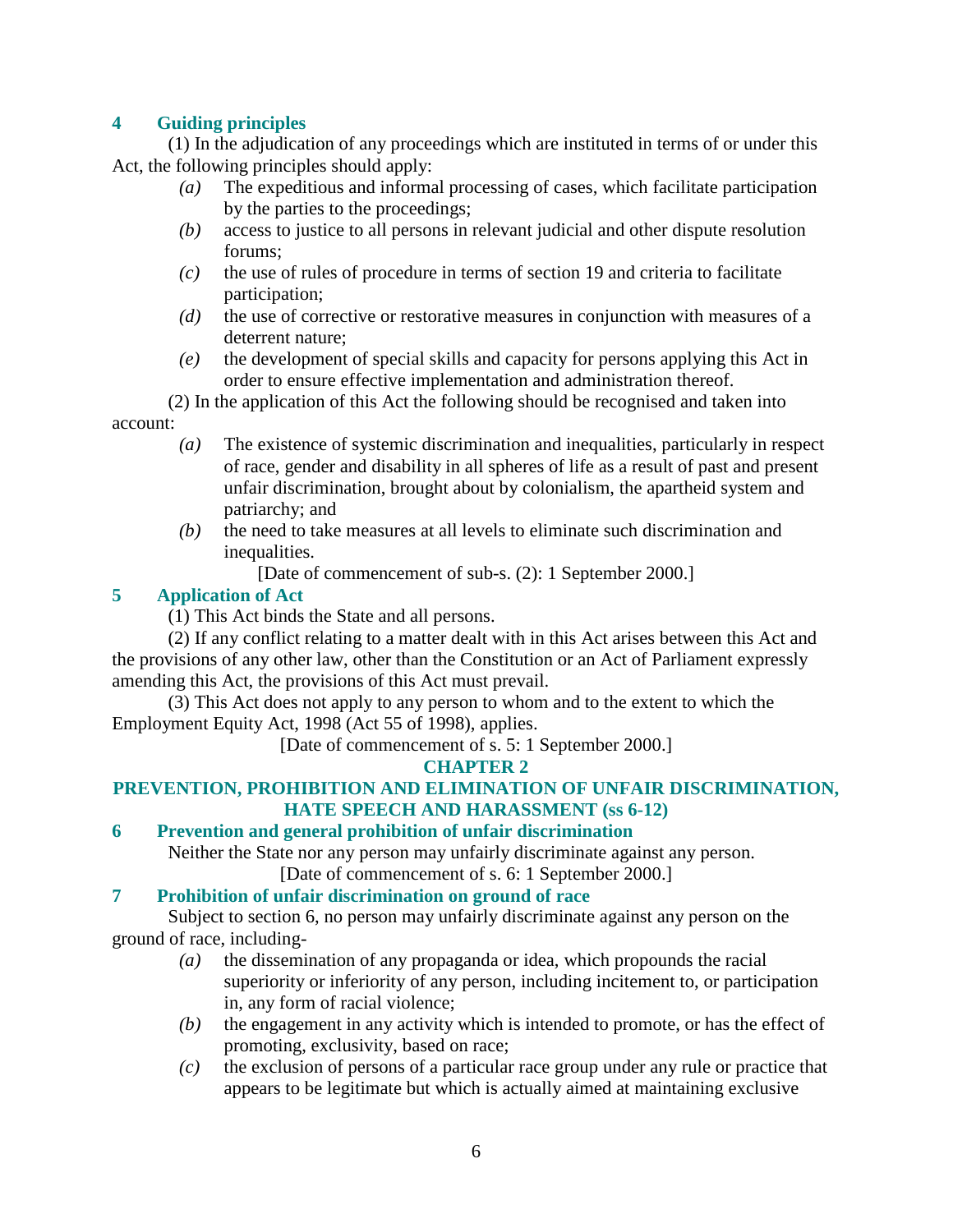### 4 Guiding principles

(1) In the adjudication of any proceedings which are instituted in terms of or under this Act, the following principles should apply:

- *(a)* The expeditious and informal processing of cases, which facilitate participation by the parties to the proceedings;
- *(b)* access to justice to all persons in relevant judicial and other dispute resolution forums;
- *(c)* the use of rules of procedure in terms of section 19 and criteria to facilitate participation;
- *(d)* the use of corrective or restorative measures in conjunction with measures of a deterrent nature;
- *(e)* the development of special skills and capacity for persons applying this Act in order to ensure effective implementation and administration thereof.

(2) In the application of this Act the following should be recognised and taken into account:

- *(a)* The existence of systemic discrimination and inequalities, particularly in respect of race, gender and disability in all spheres of life as a result of past and present unfair discrimination, brought about by colonialism, the apartheid system and patriarchy; and
- *(b)* the need to take measures at all levels to eliminate such discrimination and inequalities.

[Date of commencement of sub-s. (2): 1 September 2000.]

### 5 Application of Act

(1) This Act binds the State and all persons.

(2) If any conflict relating to a matter dealt with in this Act arises between this Act and the provisions of any other law, other than the Constitution or an Act of Parliament expressly amending this Act, the provisions of this Act must prevail.

(3) This Act does not apply to any person to whom and to the extent to which the Employment Equity Act, 1998 (Act 55 of 1998), applies.

[Date of commencement of s. 5: 1 September 2000.]

## CHAPTER 2

## PREVENTION, PROHIBITION AND ELIMINATION OF UNFAIR DISCRIMINATION, HATE SPEECH AND HARASSMENT (ss 6-12)

### 6 Prevention and general prohibition of unfair discrimination

Neither the State nor any person may unfairly discriminate against any person.

[Date of commencement of s. 6: 1 September 2000.]

### 7 Prohibition of unfair discrimination on ground of race

Subject to section 6, no person may unfairly discriminate against any person on the ground of race, including-

- *(a)* the dissemination of any propaganda or idea, which propounds the racial superiority or inferiority of any person, including incitement to, or participation in, any form of racial violence;
- *(b)* the engagement in any activity which is intended to promote, or has the effect of promoting, exclusivity, based on race;
- *(c)* the exclusion of persons of a particular race group under any rule or practice that appears to be legitimate but which is actually aimed at maintaining exclusive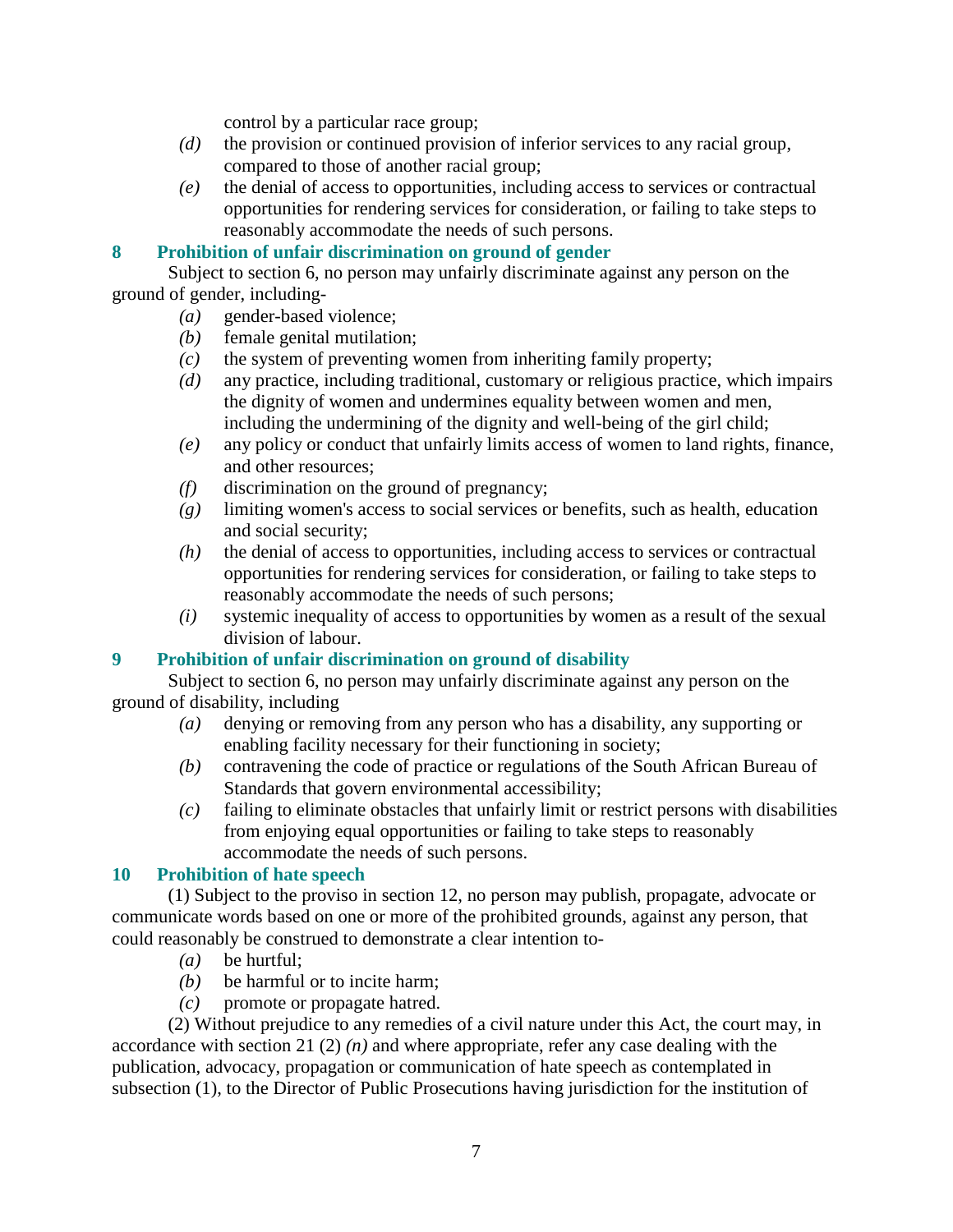control by a particular race group;

*(d)* the provision or continued provision of inferior services to any racial group, compared to those of another racial group;

*(e)* the denial of access to opportunities, including access to services or contractual opportunities for rendering services for consideration, or failing to take steps to reasonably accommodate the needs of such persons.

### 8 Prohibition of unfair discrimination on ground of gender

Subject to section 6, no person may unfairly discriminate against any person on the ground of gender, including-

*(a)* gender-based violence;

*(b)* female genital mutilation;

*(c)* the system of preventing women from inheriting family property;

*(d)* any practice, including traditional, customary or religious practice, which impairs the dignity of women and undermines equality between women and men, including the undermining of the dignity and well-being of the girl child;

*(e)* any policy or conduct that unfairly limits access of women to land rights, finance, and other resources;

*(f)* discrimination on the ground of pregnancy;

*(g)* limiting women's access to social services or benefits, such as health, education and social security;

*(h)* the denial of access to opportunities, including access to services or contractual opportunities for rendering services for consideration, or failing to take steps to reasonably accommodate the needs of such persons;

*(i)* systemic inequality of access to opportunities by women as a result of the sexual division of labour.

### 9 Prohibition of unfair discrimination on ground of disability

Subject to section 6, no person may unfairly discriminate against any person on the ground of disability, including

*(a)* denying or removing from any person who has a disability, any supporting or enabling facility necessary for their functioning in society;

*(b)* contravening the code of practice or regulations of the South African Bureau of Standards that govern environmental accessibility;

*(c)* failing to eliminate obstacles that unfairly limit or restrict persons with disabilities from enjoying equal opportunities or failing to take steps to reasonably accommodate the needs of such persons.

### 10 Prohibition of hate speech

(1) Subject to the proviso in section 12, no person may publish, propagate, advocate or communicate words based on one or more of the prohibited grounds, against any person, that could reasonably be construed to demonstrate a clear intention to-

*(a)* be hurtful;

*(b)* be harmful or to incite harm;

*(c)* promote or propagate hatred.

(2) Without prejudice to any remedies of a civil nature under this Act, the court may, in accordance with section 21 (2) *(n)* and where appropriate, refer any case dealing with the publication, advocacy, propagation or communication of hate speech as contemplated in subsection (1), to the Director of Public Prosecutions having jurisdiction for the institution of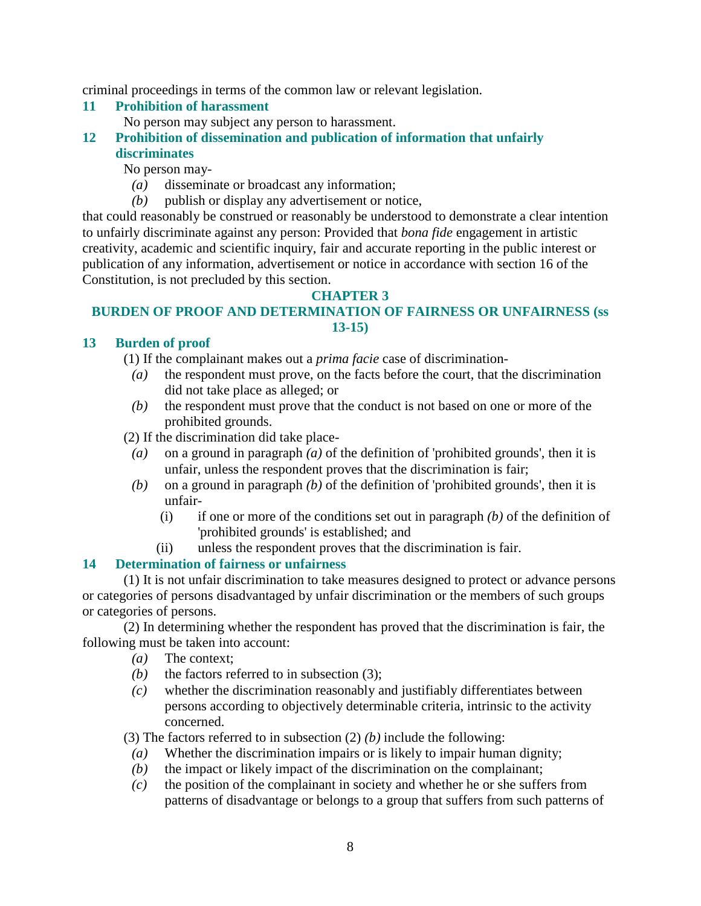criminal proceedings in terms of the common law or relevant legislation.

### 11 Prohibition of harassment

No person may subject any person to harassment.

### 12 Prohibition of dissemination and publication of information that unfairly discriminates

No person may-

*(a)* disseminate or broadcast any information;

*(b)* publish or display any advertisement or notice,

that could reasonably be construed or reasonably be understood to demonstrate a clear intention to unfairly discriminate against any person: Provided that *bona fide* engagement in artistic creativity, academic and scientific inquiry, fair and accurate reporting in the public interest or publication of any information, advertisement or notice in accordance with section 16 of the Constitution, is not precluded by this section.

## CHAPTER 3

## BURDEN OF PROOF AND DETERMINATION OF FAIRNESS OR UNFAIRNESS (ss 13-15)

### 13 Burden of proof

(1) If the complainant makes out a *prima facie* case of discrimination-

*(a)* the respondent must prove, on the facts before the court, that the discrimination did not take place as alleged; or

*(b)* the respondent must prove that the conduct is not based on one or more of the prohibited grounds.

(2) If the discrimination did take place-

*(a)* on a ground in paragraph *(a)* of the definition of 'prohibited grounds', then it is unfair, unless the respondent proves that the discrimination is fair;

*(b)* on a ground in paragraph *(b)* of the definition of 'prohibited grounds', then it is unfair-

(i) if one or more of the conditions set out in paragraph *(b)* of the definition of 'prohibited grounds' is established; and

(ii) unless the respondent proves that the discrimination is fair.

### 14 Determination of fairness or unfairness

(1) It is not unfair discrimination to take measures designed to protect or advance persons or categories of persons disadvantaged by unfair discrimination or the members of such groups or categories of persons.

(2) In determining whether the respondent has proved that the discrimination is fair, the following must be taken into account:

*(a)* The context;

*(b)* the factors referred to in subsection (3);

*(c)* whether the discrimination reasonably and justifiably differentiates between persons according to objectively determinable criteria, intrinsic to the activity concerned.

(3) The factors referred to in subsection (2) *(b)* include the following:

*(a)* Whether the discrimination impairs or is likely to impair human dignity;

*(b)* the impact or likely impact of the discrimination on the complainant;

*(c)* the position of the complainant in society and whether he or she suffers from patterns of disadvantage or belongs to a group that suffers from such patterns of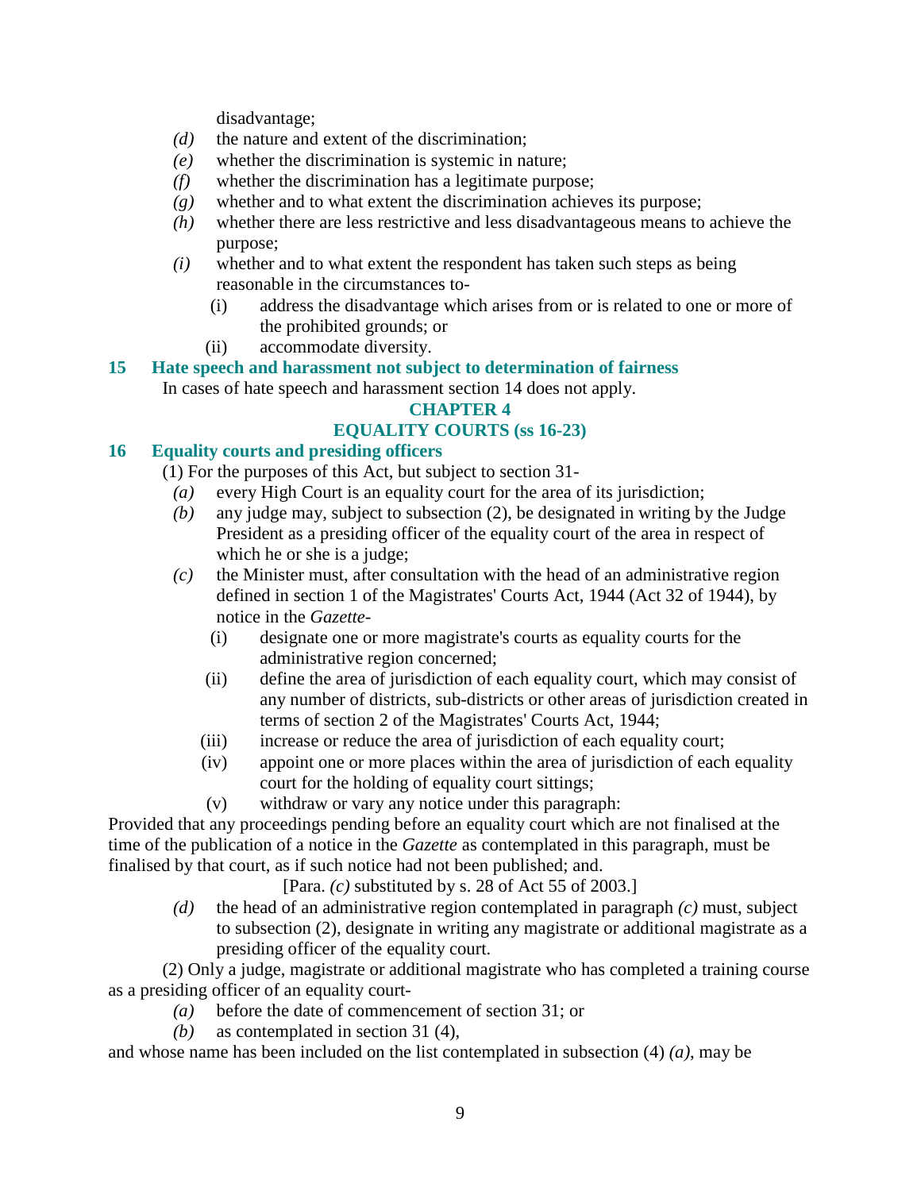disadvantage;

*(d)* the nature and extent of the discrimination;

*(e)* whether the discrimination is systemic in nature;

*(f)* whether the discrimination has a legitimate purpose;

*(g)* whether and to what extent the discrimination achieves its purpose;

*(h)* whether there are less restrictive and less disadvantageous means to achieve the purpose;

*(i)* whether and to what extent the respondent has taken such steps as being reasonable in the circumstances to-

(i) address the disadvantage which arises from or is related to one or more of the prohibited grounds; or

(ii) accommodate diversity.

**15 Hate speech and harassment not subject to determination of fairness**

In cases of hate speech and harassment section 14 does not apply.

## CHAPTER 4
## EQUALITY COURTS (ss 16-23)

**16 Equality courts and presiding officers**

(1) For the purposes of this Act, but subject to section 31-

*(a)* every High Court is an equality court for the area of its jurisdiction;

*(b)* any judge may, subject to subsection (2), be designated in writing by the Judge President as a presiding officer of the equality court of the area in respect of which he or she is a judge;

*(c)* the Minister must, after consultation with the head of an administrative region defined in section 1 of the Magistrates' Courts Act, 1944 (Act 32 of 1944), by notice in the *Gazette*-

(i) designate one or more magistrate's courts as equality courts for the administrative region concerned;

(ii) define the area of jurisdiction of each equality court, which may consist of any number of districts, sub-districts or other areas of jurisdiction created in terms of section 2 of the Magistrates' Courts Act, 1944;

(iii) increase or reduce the area of jurisdiction of each equality court;

(iv) appoint one or more places within the area of jurisdiction of each equality court for the holding of equality court sittings;

(v) withdraw or vary any notice under this paragraph:

Provided that any proceedings pending before an equality court which are not finalised at the time of the publication of a notice in the *Gazette* as contemplated in this paragraph, must be finalised by that court, as if such notice had not been published; and.

[Para. *(c)* substituted by s. 28 of Act 55 of 2003.]

*(d)* the head of an administrative region contemplated in paragraph *(c)* must, subject to subsection (2), designate in writing any magistrate or additional magistrate as a presiding officer of the equality court.

(2) Only a judge, magistrate or additional magistrate who has completed a training course as a presiding officer of an equality court-

*(a)* before the date of commencement of section 31; or

*(b)* as contemplated in section 31 (4),

and whose name has been included on the list contemplated in subsection (4) *(a)*, may be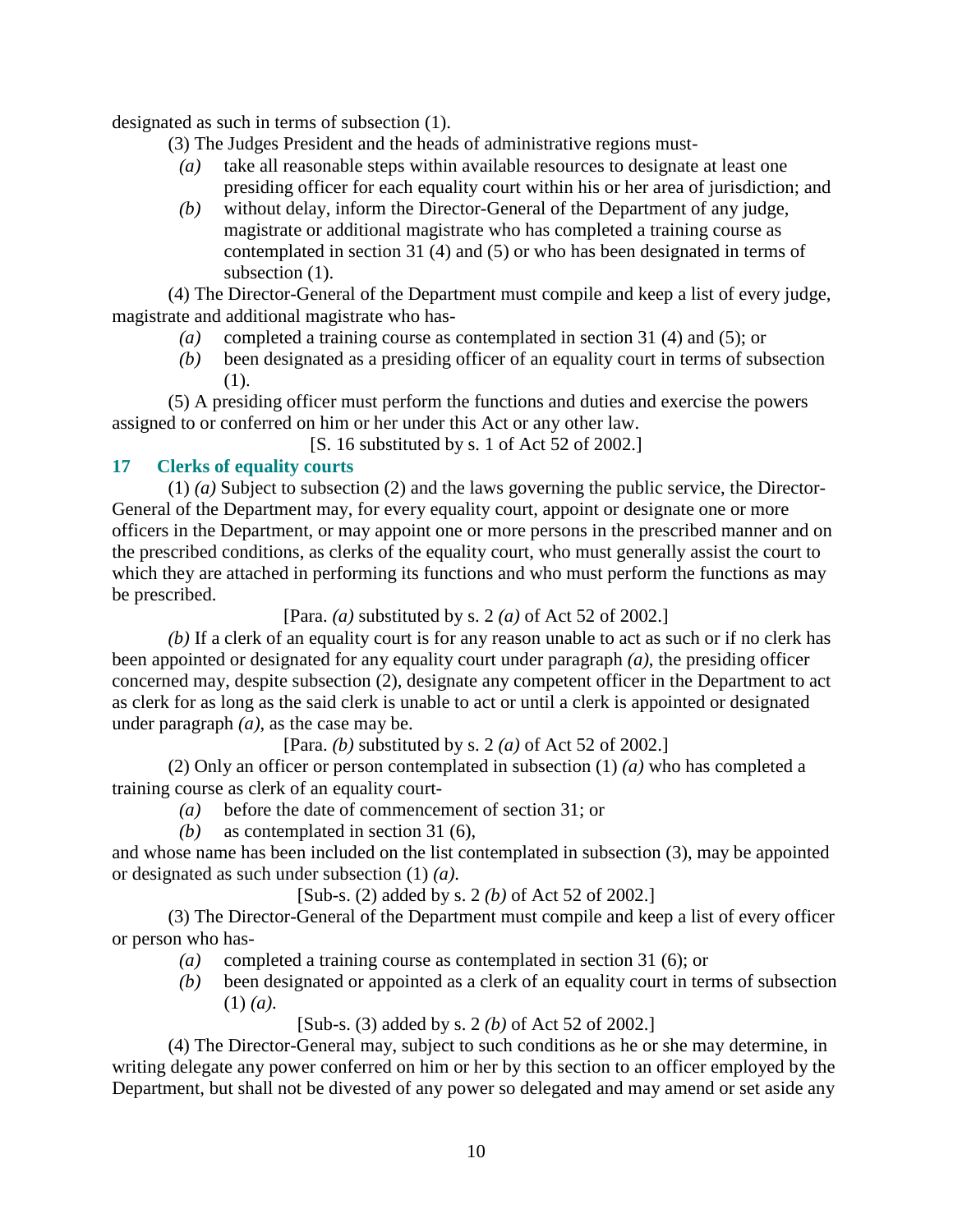designated as such in terms of subsection (1).

(3) The Judges President and the heads of administrative regions must-

*(a)* take all reasonable steps within available resources to designate at least one presiding officer for each equality court within his or her area of jurisdiction; and

*(b)* without delay, inform the Director-General of the Department of any judge, magistrate or additional magistrate who has completed a training course as contemplated in section 31 (4) and (5) or who has been designated in terms of subsection (1).

(4) The Director-General of the Department must compile and keep a list of every judge, magistrate and additional magistrate who has-

*(a)* completed a training course as contemplated in section 31 (4) and (5); or

*(b)* been designated as a presiding officer of an equality court in terms of subsection (1).

(5) A presiding officer must perform the functions and duties and exercise the powers assigned to or conferred on him or her under this Act or any other law.

[S. 16 substituted by s. 1 of Act 52 of 2002.]

### 17 Clerks of equality courts

(1) *(a)* Subject to subsection (2) and the laws governing the public service, the Director-General of the Department may, for every equality court, appoint or designate one or more officers in the Department, or may appoint one or more persons in the prescribed manner and on the prescribed conditions, as clerks of the equality court, who must generally assist the court to which they are attached in performing its functions and who must perform the functions as may be prescribed.

[Para. *(a)* substituted by s. 2 *(a)* of Act 52 of 2002.]

*(b)* If a clerk of an equality court is for any reason unable to act as such or if no clerk has been appointed or designated for any equality court under paragraph *(a)*, the presiding officer concerned may, despite subsection (2), designate any competent officer in the Department to act as clerk for as long as the said clerk is unable to act or until a clerk is appointed or designated under paragraph *(a)*, as the case may be.

[Para. *(b)* substituted by s. 2 *(a)* of Act 52 of 2002.]

(2) Only an officer or person contemplated in subsection (1) *(a)* who has completed a training course as clerk of an equality court-

*(a)* before the date of commencement of section 31; or

*(b)* as contemplated in section 31 (6),

and whose name has been included on the list contemplated in subsection (3), may be appointed or designated as such under subsection (1) *(a)*.

[Sub-s. (2) added by s. 2 *(b)* of Act 52 of 2002.]

(3) The Director-General of the Department must compile and keep a list of every officer or person who has-

*(a)* completed a training course as contemplated in section 31 (6); or

*(b)* been designated or appointed as a clerk of an equality court in terms of subsection (1) *(a)*.

[Sub-s. (3) added by s. 2 *(b)* of Act 52 of 2002.]

(4) The Director-General may, subject to such conditions as he or she may determine, in writing delegate any power conferred on him or her by this section to an officer employed by the Department, but shall not be divested of any power so delegated and may amend or set aside any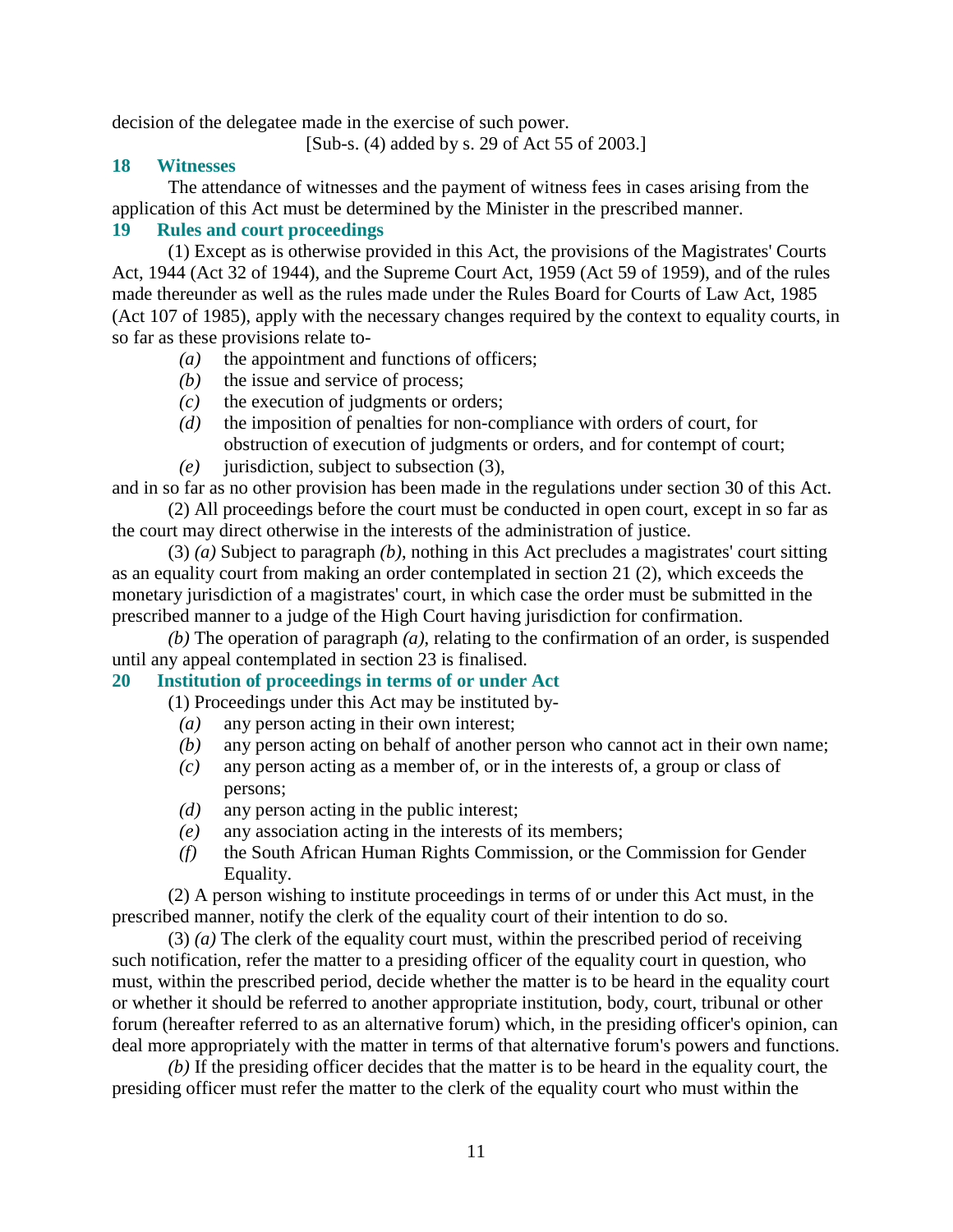decision of the delegatee made in the exercise of such power.

[Sub-s. (4) added by s. 29 of Act 55 of 2003.]

### 18 Witnesses

The attendance of witnesses and the payment of witness fees in cases arising from the application of this Act must be determined by the Minister in the prescribed manner.

### 19 Rules and court proceedings

(1) Except as is otherwise provided in this Act, the provisions of the Magistrates' Courts Act, 1944 (Act 32 of 1944), and the Supreme Court Act, 1959 (Act 59 of 1959), and of the rules made thereunder as well as the rules made under the Rules Board for Courts of Law Act, 1985 (Act 107 of 1985), apply with the necessary changes required by the context to equality courts, in so far as these provisions relate to-

*(a)* the appointment and functions of officers;

*(b)* the issue and service of process;

*(c)* the execution of judgments or orders;

*(d)* the imposition of penalties for non-compliance with orders of court, for obstruction of execution of judgments or orders, and for contempt of court;

*(e)* jurisdiction, subject to subsection (3),

and in so far as no other provision has been made in the regulations under section 30 of this Act.

(2) All proceedings before the court must be conducted in open court, except in so far as the court may direct otherwise in the interests of the administration of justice.

(3) *(a)* Subject to paragraph *(b)*, nothing in this Act precludes a magistrates' court sitting as an equality court from making an order contemplated in section 21 (2), which exceeds the monetary jurisdiction of a magistrates' court, in which case the order must be submitted in the prescribed manner to a judge of the High Court having jurisdiction for confirmation.

*(b)* The operation of paragraph *(a)*, relating to the confirmation of an order, is suspended until any appeal contemplated in section 23 is finalised.

### 20 Institution of proceedings in terms of or under Act

(1) Proceedings under this Act may be instituted by-

*(a)* any person acting in their own interest;

*(b)* any person acting on behalf of another person who cannot act in their own name;

*(c)* any person acting as a member of, or in the interests of, a group or class of persons;

*(d)* any person acting in the public interest;

*(e)* any association acting in the interests of its members;

*(f)* the South African Human Rights Commission, or the Commission for Gender Equality.

(2) A person wishing to institute proceedings in terms of or under this Act must, in the prescribed manner, notify the clerk of the equality court of their intention to do so.

(3) *(a)* The clerk of the equality court must, within the prescribed period of receiving such notification, refer the matter to a presiding officer of the equality court in question, who must, within the prescribed period, decide whether the matter is to be heard in the equality court or whether it should be referred to another appropriate institution, body, court, tribunal or other forum (hereafter referred to as an alternative forum) which, in the presiding officer's opinion, can deal more appropriately with the matter in terms of that alternative forum's powers and functions.

*(b)* If the presiding officer decides that the matter is to be heard in the equality court, the presiding officer must refer the matter to the clerk of the equality court who must within the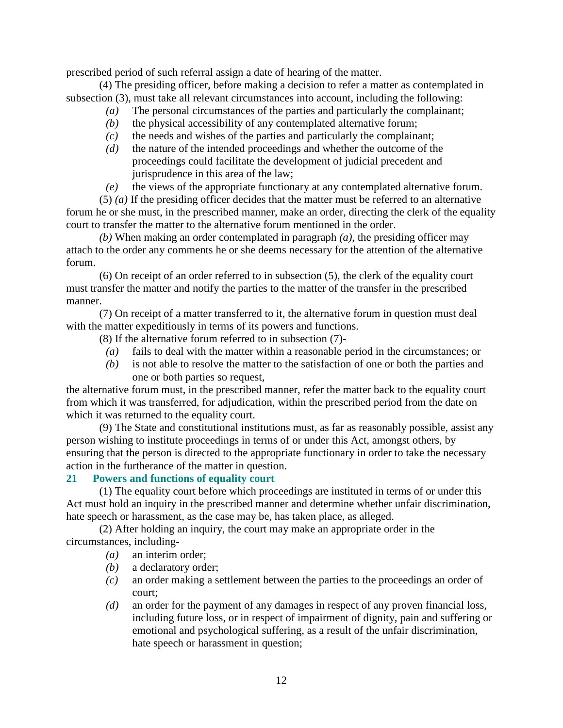prescribed period of such referral assign a date of hearing of the matter.

(4) The presiding officer, before making a decision to refer a matter as contemplated in subsection (3), must take all relevant circumstances into account, including the following:

*(a)* The personal circumstances of the parties and particularly the complainant;

*(b)* the physical accessibility of any contemplated alternative forum;

*(c)* the needs and wishes of the parties and particularly the complainant;

*(d)* the nature of the intended proceedings and whether the outcome of the proceedings could facilitate the development of judicial precedent and jurisprudence in this area of the law;

*(e)* the views of the appropriate functionary at any contemplated alternative forum.

(5) *(a)* If the presiding officer decides that the matter must be referred to an alternative forum he or she must, in the prescribed manner, make an order, directing the clerk of the equality court to transfer the matter to the alternative forum mentioned in the order.

*(b)* When making an order contemplated in paragraph *(a)*, the presiding officer may attach to the order any comments he or she deems necessary for the attention of the alternative forum.

(6) On receipt of an order referred to in subsection (5), the clerk of the equality court must transfer the matter and notify the parties to the matter of the transfer in the prescribed manner.

(7) On receipt of a matter transferred to it, the alternative forum in question must deal with the matter expeditiously in terms of its powers and functions.

(8) If the alternative forum referred to in subsection (7)-

*(a)* fails to deal with the matter within a reasonable period in the circumstances; or

*(b)* is not able to resolve the matter to the satisfaction of one or both the parties and one or both parties so request,

the alternative forum must, in the prescribed manner, refer the matter back to the equality court from which it was transferred, for adjudication, within the prescribed period from the date on which it was returned to the equality court.

(9) The State and constitutional institutions must, as far as reasonably possible, assist any person wishing to institute proceedings in terms of or under this Act, amongst others, by ensuring that the person is directed to the appropriate functionary in order to take the necessary action in the furtherance of the matter in question.

**21 Powers and functions of equality court**

(1) The equality court before which proceedings are instituted in terms of or under this Act must hold an inquiry in the prescribed manner and determine whether unfair discrimination, hate speech or harassment, as the case may be, has taken place, as alleged.

(2) After holding an inquiry, the court may make an appropriate order in the circumstances, including-

*(a)* an interim order;

*(b)* a declaratory order;

*(c)* an order making a settlement between the parties to the proceedings an order of court;

*(d)* an order for the payment of any damages in respect of any proven financial loss, including future loss, or in respect of impairment of dignity, pain and suffering or emotional and psychological suffering, as a result of the unfair discrimination, hate speech or harassment in question;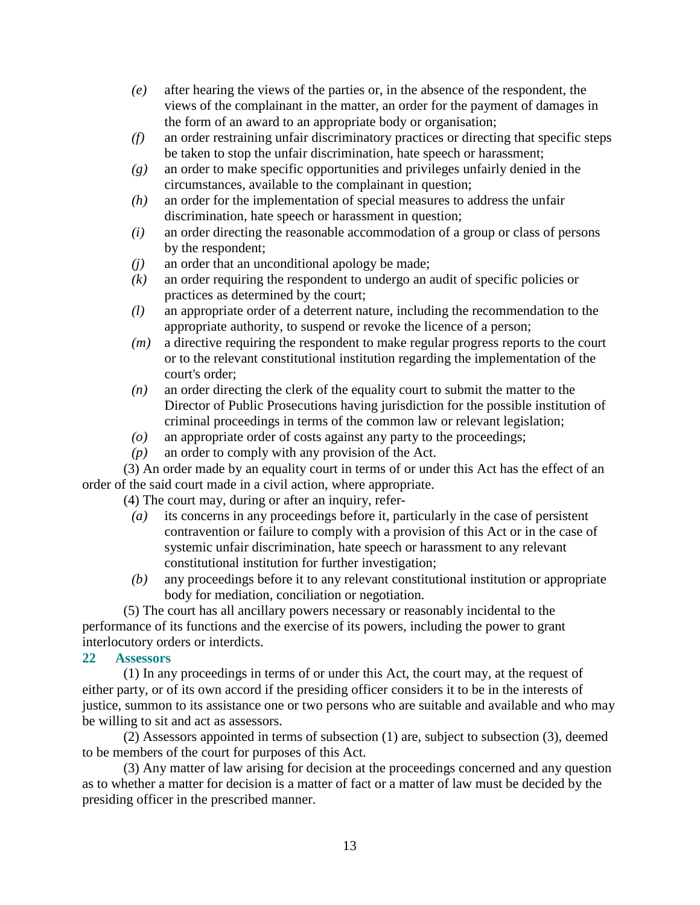- *(e)* after hearing the views of the parties or, in the absence of the respondent, the views of the complainant in the matter, an order for the payment of damages in the form of an award to an appropriate body or organisation;
- *(f)* an order restraining unfair discriminatory practices or directing that specific steps be taken to stop the unfair discrimination, hate speech or harassment;
- *(g)* an order to make specific opportunities and privileges unfairly denied in the circumstances, available to the complainant in question;
- *(h)* an order for the implementation of special measures to address the unfair discrimination, hate speech or harassment in question;
- *(i)* an order directing the reasonable accommodation of a group or class of persons by the respondent;
- *(j)* an order that an unconditional apology be made;
- *(k)* an order requiring the respondent to undergo an audit of specific policies or practices as determined by the court;
- *(l)* an appropriate order of a deterrent nature, including the recommendation to the appropriate authority, to suspend or revoke the licence of a person;
- *(m)* a directive requiring the respondent to make regular progress reports to the court or to the relevant constitutional institution regarding the implementation of the court's order;
- *(n)* an order directing the clerk of the equality court to submit the matter to the Director of Public Prosecutions having jurisdiction for the possible institution of criminal proceedings in terms of the common law or relevant legislation;
- *(o)* an appropriate order of costs against any party to the proceedings;
- *(p)* an order to comply with any provision of the Act.

(3) An order made by an equality court in terms of or under this Act has the effect of an order of the said court made in a civil action, where appropriate.

(4) The court may, during or after an inquiry, refer-

- *(a)* its concerns in any proceedings before it, particularly in the case of persistent contravention or failure to comply with a provision of this Act or in the case of systemic unfair discrimination, hate speech or harassment to any relevant constitutional institution for further investigation;
- *(b)* any proceedings before it to any relevant constitutional institution or appropriate body for mediation, conciliation or negotiation.

(5) The court has all ancillary powers necessary or reasonably incidental to the performance of its functions and the exercise of its powers, including the power to grant interlocutory orders or interdicts.

## 22 Assessors

(1) In any proceedings in terms of or under this Act, the court may, at the request of either party, or of its own accord if the presiding officer considers it to be in the interests of justice, summon to its assistance one or two persons who are suitable and available and who may be willing to sit and act as assessors.

(2) Assessors appointed in terms of subsection (1) are, subject to subsection (3), deemed to be members of the court for purposes of this Act.

(3) Any matter of law arising for decision at the proceedings concerned and any question as to whether a matter for decision is a matter of fact or a matter of law must be decided by the presiding officer in the prescribed manner.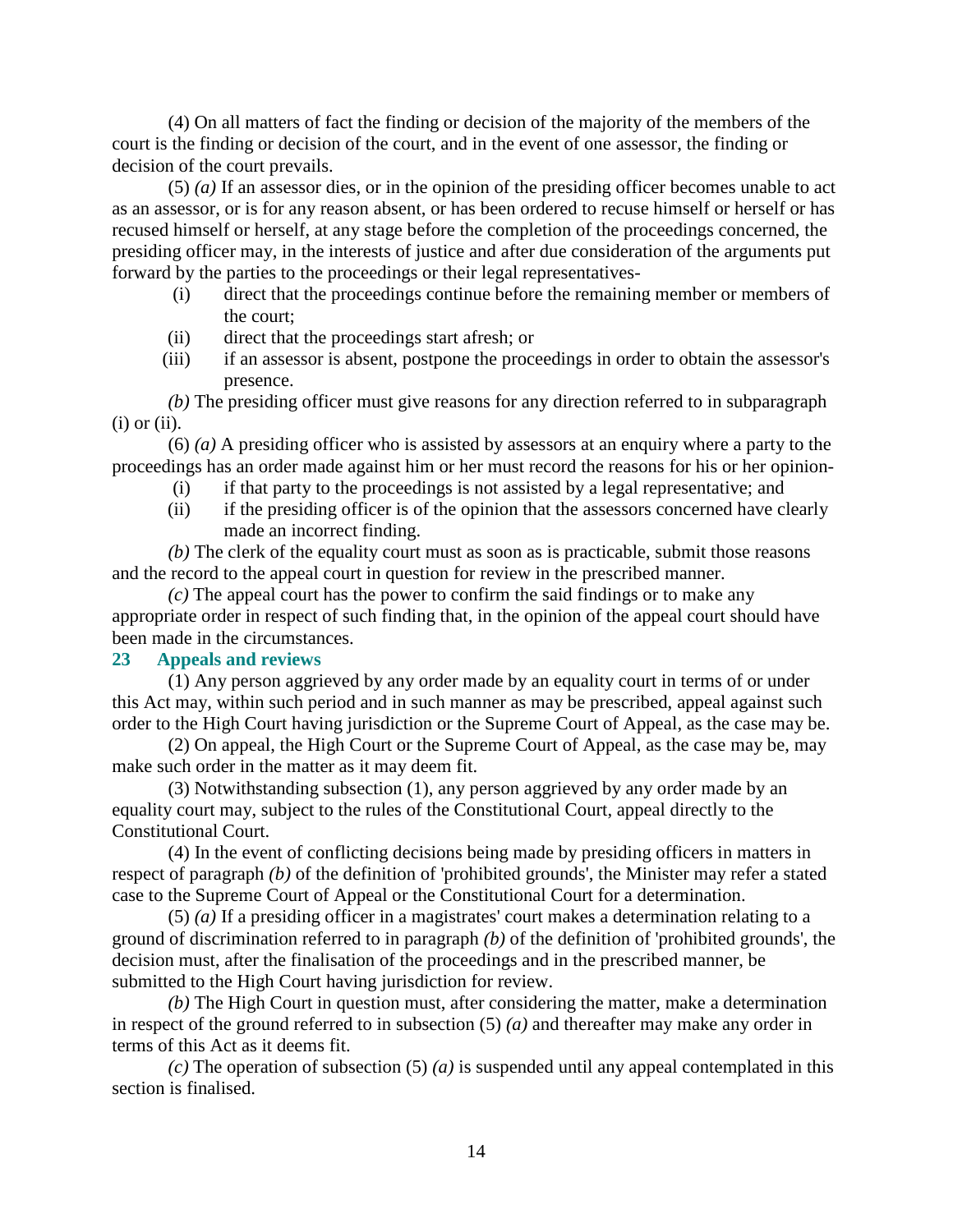(4) On all matters of fact the finding or decision of the majority of the members of the court is the finding or decision of the court, and in the event of one assessor, the finding or decision of the court prevails.

(5) *(a)* If an assessor dies, or in the opinion of the presiding officer becomes unable to act as an assessor, or is for any reason absent, or has been ordered to recuse himself or herself or has recused himself or herself, at any stage before the completion of the proceedings concerned, the presiding officer may, in the interests of justice and after due consideration of the arguments put forward by the parties to the proceedings or their legal representatives-

(i) direct that the proceedings continue before the remaining member or members of the court;

(ii) direct that the proceedings start afresh; or

(iii) if an assessor is absent, postpone the proceedings in order to obtain the assessor's presence.

*(b)* The presiding officer must give reasons for any direction referred to in subparagraph (i) or (ii).

(6) *(a)* A presiding officer who is assisted by assessors at an enquiry where a party to the proceedings has an order made against him or her must record the reasons for his or her opinion-

(i) if that party to the proceedings is not assisted by a legal representative; and

(ii) if the presiding officer is of the opinion that the assessors concerned have clearly made an incorrect finding.

*(b)* The clerk of the equality court must as soon as is practicable, submit those reasons and the record to the appeal court in question for review in the prescribed manner.

*(c)* The appeal court has the power to confirm the said findings or to make any appropriate order in respect of such finding that, in the opinion of the appeal court should have been made in the circumstances.

### 23 Appeals and reviews

(1) Any person aggrieved by any order made by an equality court in terms of or under this Act may, within such period and in such manner as may be prescribed, appeal against such order to the High Court having jurisdiction or the Supreme Court of Appeal, as the case may be.

(2) On appeal, the High Court or the Supreme Court of Appeal, as the case may be, may make such order in the matter as it may deem fit.

(3) Notwithstanding subsection (1), any person aggrieved by any order made by an equality court may, subject to the rules of the Constitutional Court, appeal directly to the Constitutional Court.

(4) In the event of conflicting decisions being made by presiding officers in matters in respect of paragraph *(b)* of the definition of 'prohibited grounds', the Minister may refer a stated case to the Supreme Court of Appeal or the Constitutional Court for a determination.

(5) *(a)* If a presiding officer in a magistrates' court makes a determination relating to a ground of discrimination referred to in paragraph *(b)* of the definition of 'prohibited grounds', the decision must, after the finalisation of the proceedings and in the prescribed manner, be submitted to the High Court having jurisdiction for review.

*(b)* The High Court in question must, after considering the matter, make a determination in respect of the ground referred to in subsection (5) *(a)* and thereafter may make any order in terms of this Act as it deems fit.

*(c)* The operation of subsection (5) *(a)* is suspended until any appeal contemplated in this section is finalised.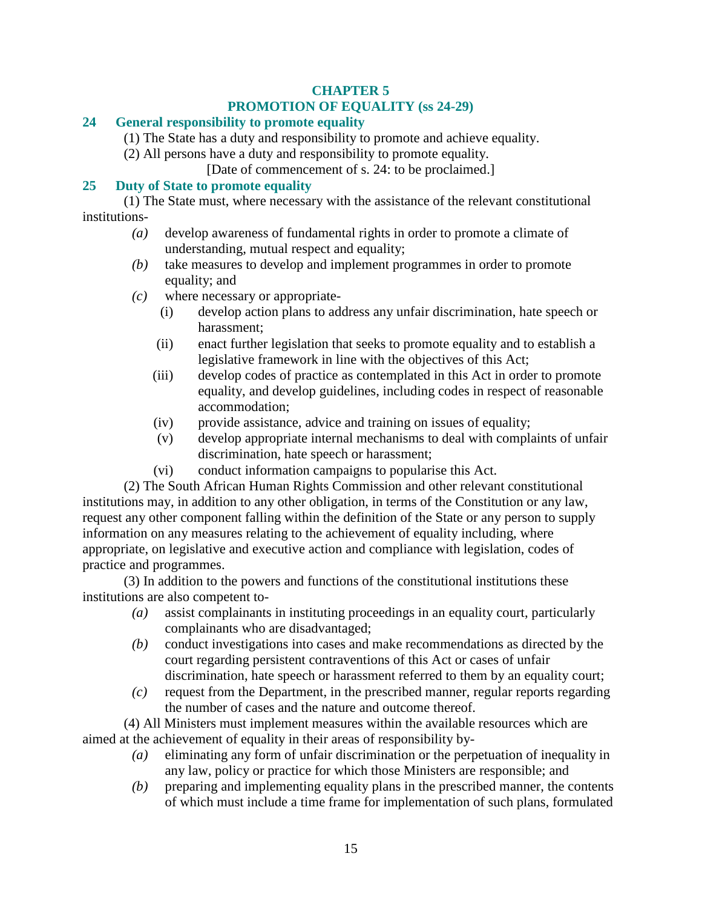## CHAPTER 5
## PROMOTION OF EQUALITY (ss 24-29)

### 24 General responsibility to promote equality

(1) The State has a duty and responsibility to promote and achieve equality.

(2) All persons have a duty and responsibility to promote equality.

[Date of commencement of s. 24: to be proclaimed.]

### 25 Duty of State to promote equality

(1) The State must, where necessary with the assistance of the relevant constitutional institutions-

*(a)* develop awareness of fundamental rights in order to promote a climate of understanding, mutual respect and equality;

*(b)* take measures to develop and implement programmes in order to promote equality; and

*(c)* where necessary or appropriate-

(i) develop action plans to address any unfair discrimination, hate speech or harassment;

(ii) enact further legislation that seeks to promote equality and to establish a legislative framework in line with the objectives of this Act;

(iii) develop codes of practice as contemplated in this Act in order to promote equality, and develop guidelines, including codes in respect of reasonable accommodation;

(iv) provide assistance, advice and training on issues of equality;

(v) develop appropriate internal mechanisms to deal with complaints of unfair discrimination, hate speech or harassment;

(vi) conduct information campaigns to popularise this Act.

(2) The South African Human Rights Commission and other relevant constitutional institutions may, in addition to any other obligation, in terms of the Constitution or any law, request any other component falling within the definition of the State or any person to supply information on any measures relating to the achievement of equality including, where appropriate, on legislative and executive action and compliance with legislation, codes of practice and programmes.

(3) In addition to the powers and functions of the constitutional institutions these institutions are also competent to-

*(a)* assist complainants in instituting proceedings in an equality court, particularly complainants who are disadvantaged;

*(b)* conduct investigations into cases and make recommendations as directed by the court regarding persistent contraventions of this Act or cases of unfair discrimination, hate speech or harassment referred to them by an equality court;

*(c)* request from the Department, in the prescribed manner, regular reports regarding the number of cases and the nature and outcome thereof.

(4) All Ministers must implement measures within the available resources which are aimed at the achievement of equality in their areas of responsibility by-

*(a)* eliminating any form of unfair discrimination or the perpetuation of inequality in any law, policy or practice for which those Ministers are responsible; and

*(b)* preparing and implementing equality plans in the prescribed manner, the contents of which must include a time frame for implementation of such plans, formulated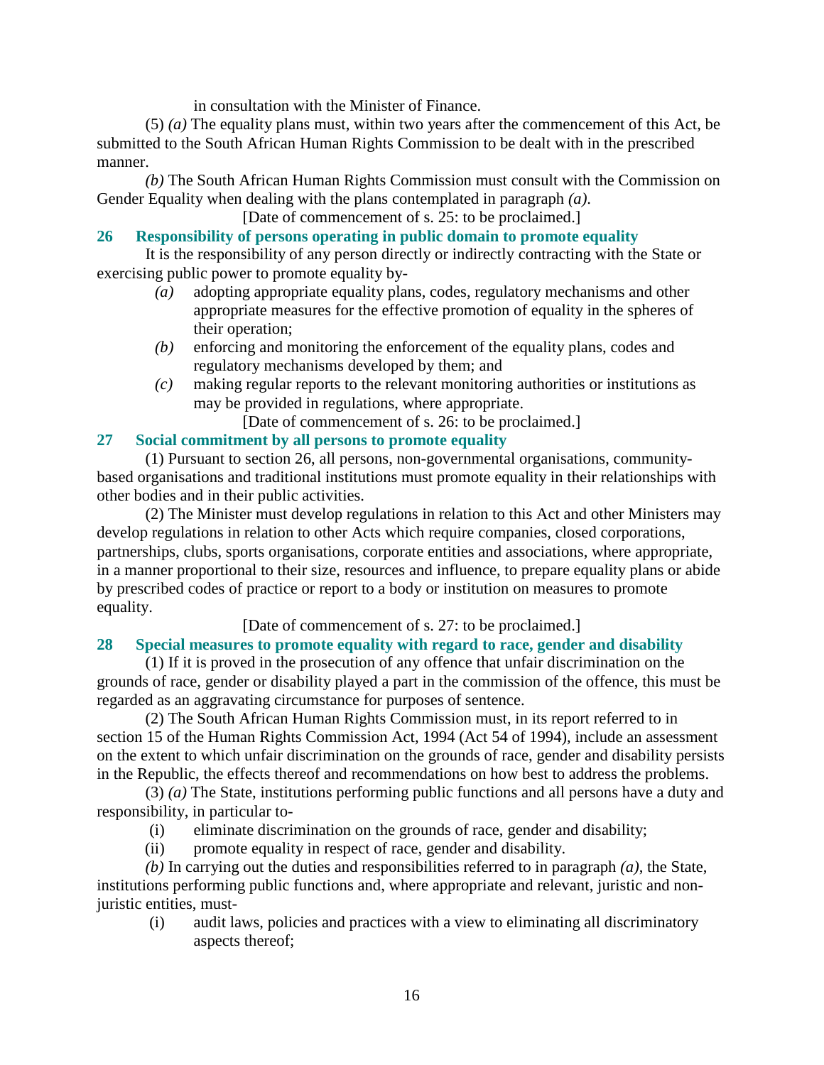in consultation with the Minister of Finance.

(5) *(a)* The equality plans must, within two years after the commencement of this Act, be submitted to the South African Human Rights Commission to be dealt with in the prescribed manner.

*(b)* The South African Human Rights Commission must consult with the Commission on Gender Equality when dealing with the plans contemplated in paragraph *(a)*.

[Date of commencement of s. 25: to be proclaimed.]

### 26 Responsibility of persons operating in public domain to promote equality

It is the responsibility of any person directly or indirectly contracting with the State or exercising public power to promote equality by-

*(a)* adopting appropriate equality plans, codes, regulatory mechanisms and other appropriate measures for the effective promotion of equality in the spheres of their operation;

*(b)* enforcing and monitoring the enforcement of the equality plans, codes and regulatory mechanisms developed by them; and

*(c)* making regular reports to the relevant monitoring authorities or institutions as may be provided in regulations, where appropriate.

[Date of commencement of s. 26: to be proclaimed.]

### 27 Social commitment by all persons to promote equality

(1) Pursuant to section 26, all persons, non-governmental organisations, community-based organisations and traditional institutions must promote equality in their relationships with other bodies and in their public activities.

(2) The Minister must develop regulations in relation to this Act and other Ministers may develop regulations in relation to other Acts which require companies, closed corporations, partnerships, clubs, sports organisations, corporate entities and associations, where appropriate, in a manner proportional to their size, resources and influence, to prepare equality plans or abide by prescribed codes of practice or report to a body or institution on measures to promote equality.

[Date of commencement of s. 27: to be proclaimed.]

### 28 Special measures to promote equality with regard to race, gender and disability

(1) If it is proved in the prosecution of any offence that unfair discrimination on the grounds of race, gender or disability played a part in the commission of the offence, this must be regarded as an aggravating circumstance for purposes of sentence.

(2) The South African Human Rights Commission must, in its report referred to in section 15 of the Human Rights Commission Act, 1994 (Act 54 of 1994), include an assessment on the extent to which unfair discrimination on the grounds of race, gender and disability persists in the Republic, the effects thereof and recommendations on how best to address the problems.

(3) *(a)* The State, institutions performing public functions and all persons have a duty and responsibility, in particular to-

(i) eliminate discrimination on the grounds of race, gender and disability;

(ii) promote equality in respect of race, gender and disability.

*(b)* In carrying out the duties and responsibilities referred to in paragraph *(a)*, the State, institutions performing public functions and, where appropriate and relevant, juristic and non-juristic entities, must-

(i) audit laws, policies and practices with a view to eliminating all discriminatory aspects thereof;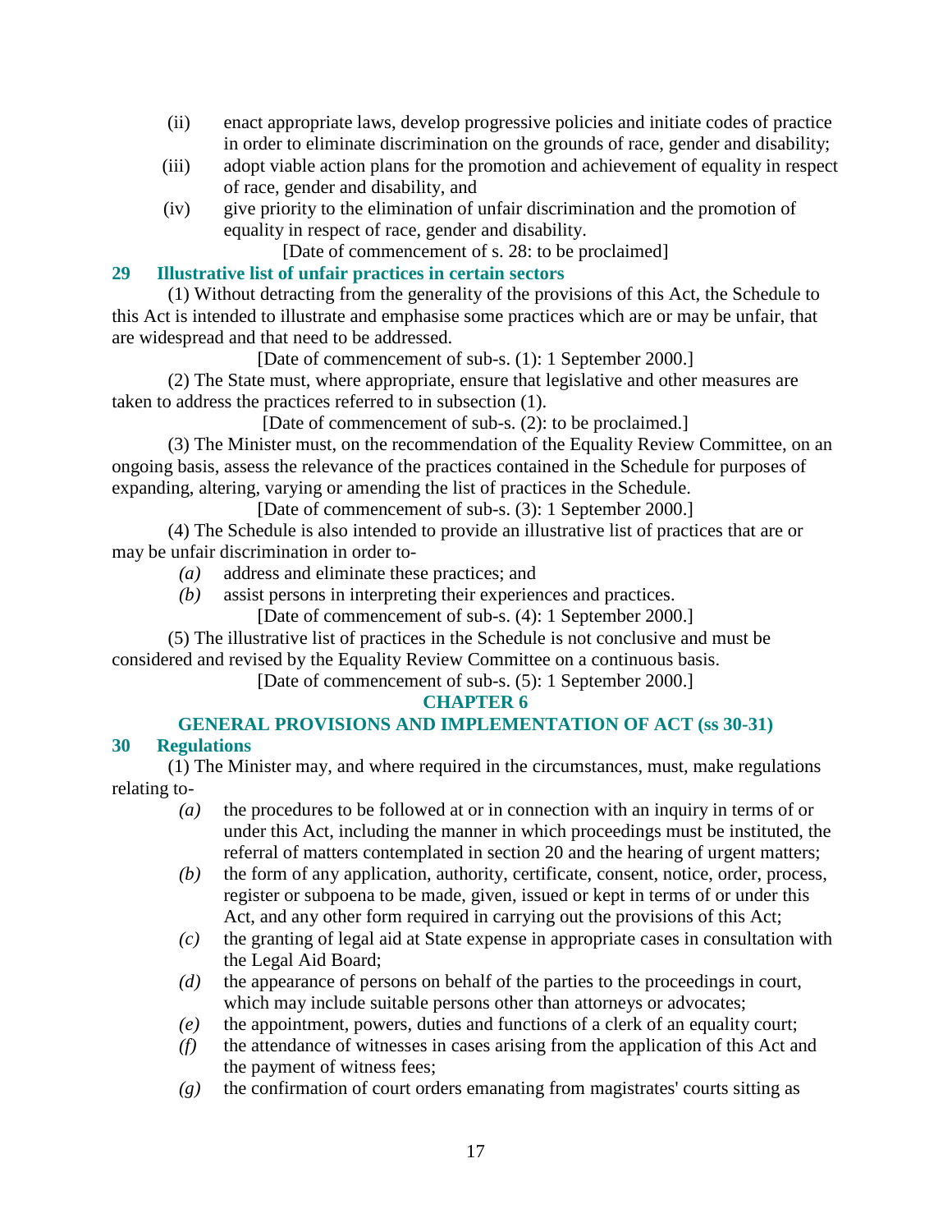(ii) enact appropriate laws, develop progressive policies and initiate codes of practice in order to eliminate discrimination on the grounds of race, gender and disability;

(iii) adopt viable action plans for the promotion and achievement of equality in respect of race, gender and disability, and

(iv) give priority to the elimination of unfair discrimination and the promotion of equality in respect of race, gender and disability.

[Date of commencement of s. 28: to be proclaimed]

### 29 Illustrative list of unfair practices in certain sectors

(1) Without detracting from the generality of the provisions of this Act, the Schedule to this Act is intended to illustrate and emphasise some practices which are or may be unfair, that are widespread and that need to be addressed.

[Date of commencement of sub-s. (1): 1 September 2000.]

(2) The State must, where appropriate, ensure that legislative and other measures are taken to address the practices referred to in subsection (1).

[Date of commencement of sub-s. (2): to be proclaimed.]

(3) The Minister must, on the recommendation of the Equality Review Committee, on an ongoing basis, assess the relevance of the practices contained in the Schedule for purposes of expanding, altering, varying or amending the list of practices in the Schedule.

[Date of commencement of sub-s. (3): 1 September 2000.]

(4) The Schedule is also intended to provide an illustrative list of practices that are or may be unfair discrimination in order to-

*(a)* address and eliminate these practices; and

*(b)* assist persons in interpreting their experiences and practices.

[Date of commencement of sub-s. (4): 1 September 2000.]

(5) The illustrative list of practices in the Schedule is not conclusive and must be considered and revised by the Equality Review Committee on a continuous basis.

[Date of commencement of sub-s. (5): 1 September 2000.]

## CHAPTER 6

## GENERAL PROVISIONS AND IMPLEMENTATION OF ACT (ss 30-31)

### 30 Regulations

(1) The Minister may, and where required in the circumstances, must, make regulations relating to-

*(a)* the procedures to be followed at or in connection with an inquiry in terms of or under this Act, including the manner in which proceedings must be instituted, the referral of matters contemplated in section 20 and the hearing of urgent matters;

*(b)* the form of any application, authority, certificate, consent, notice, order, process, register or subpoena to be made, given, issued or kept in terms of or under this Act, and any other form required in carrying out the provisions of this Act;

*(c)* the granting of legal aid at State expense in appropriate cases in consultation with the Legal Aid Board;

*(d)* the appearance of persons on behalf of the parties to the proceedings in court, which may include suitable persons other than attorneys or advocates;

*(e)* the appointment, powers, duties and functions of a clerk of an equality court;

*(f)* the attendance of witnesses in cases arising from the application of this Act and the payment of witness fees;

*(g)* the confirmation of court orders emanating from magistrates' courts sitting as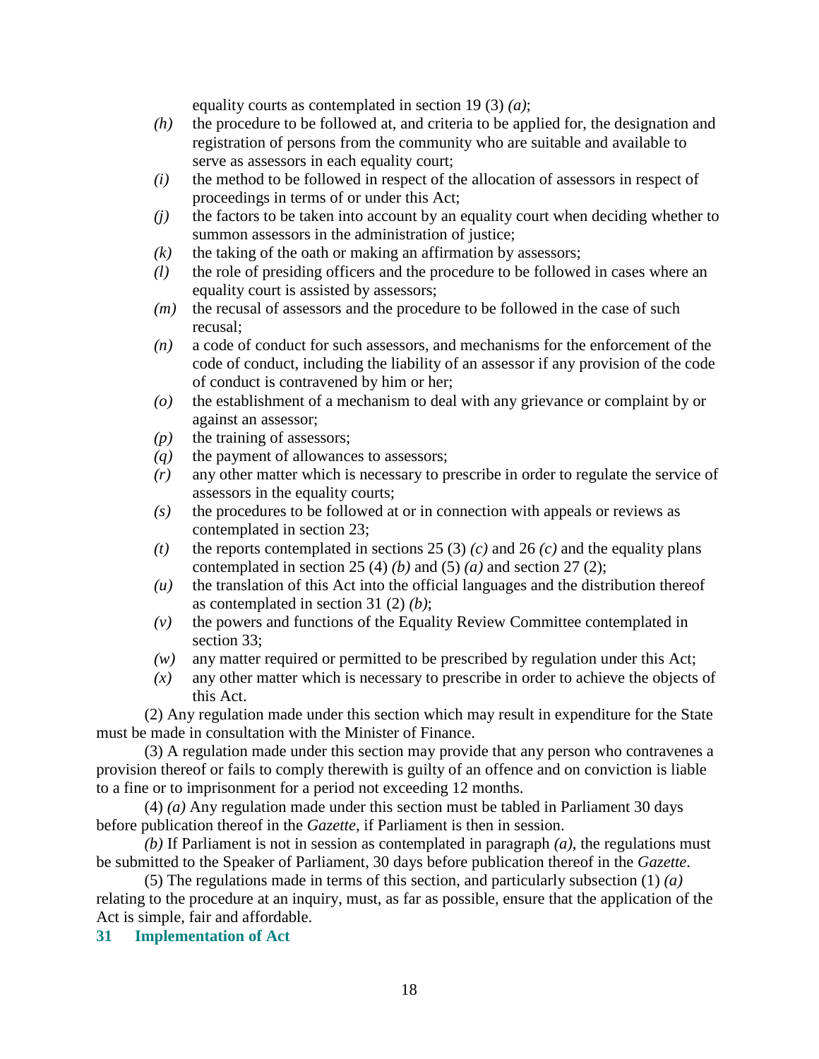equality courts as contemplated in section 19 (3) *(a)*;

*(h)* the procedure to be followed at, and criteria to be applied for, the designation and registration of persons from the community who are suitable and available to serve as assessors in each equality court;

*(i)* the method to be followed in respect of the allocation of assessors in respect of proceedings in terms of or under this Act;

*(j)* the factors to be taken into account by an equality court when deciding whether to summon assessors in the administration of justice;

*(k)* the taking of the oath or making an affirmation by assessors;

*(l)* the role of presiding officers and the procedure to be followed in cases where an equality court is assisted by assessors;

*(m)* the recusal of assessors and the procedure to be followed in the case of such recusal;

*(n)* a code of conduct for such assessors, and mechanisms for the enforcement of the code of conduct, including the liability of an assessor if any provision of the code of conduct is contravened by him or her;

*(o)* the establishment of a mechanism to deal with any grievance or complaint by or against an assessor;

*(p)* the training of assessors;

*(q)* the payment of allowances to assessors;

*(r)* any other matter which is necessary to prescribe in order to regulate the service of assessors in the equality courts;

*(s)* the procedures to be followed at or in connection with appeals or reviews as contemplated in section 23;

*(t)* the reports contemplated in sections 25 (3) *(c)* and 26 *(c)* and the equality plans contemplated in section 25 (4) *(b)* and (5) *(a)* and section 27 (2);

*(u)* the translation of this Act into the official languages and the distribution thereof as contemplated in section 31 (2) *(b)*;

*(v)* the powers and functions of the Equality Review Committee contemplated in section 33;

*(w)* any matter required or permitted to be prescribed by regulation under this Act;

*(x)* any other matter which is necessary to prescribe in order to achieve the objects of this Act.

(2) Any regulation made under this section which may result in expenditure for the State must be made in consultation with the Minister of Finance.

(3) A regulation made under this section may provide that any person who contravenes a provision thereof or fails to comply therewith is guilty of an offence and on conviction is liable to a fine or to imprisonment for a period not exceeding 12 months.

(4) *(a)* Any regulation made under this section must be tabled in Parliament 30 days before publication thereof in the *Gazette*, if Parliament is then in session.

*(b)* If Parliament is not in session as contemplated in paragraph *(a)*, the regulations must be submitted to the Speaker of Parliament, 30 days before publication thereof in the *Gazette*.

(5) The regulations made in terms of this section, and particularly subsection (1) *(a)* relating to the procedure at an inquiry, must, as far as possible, ensure that the application of the Act is simple, fair and affordable.

**31 Implementation of Act**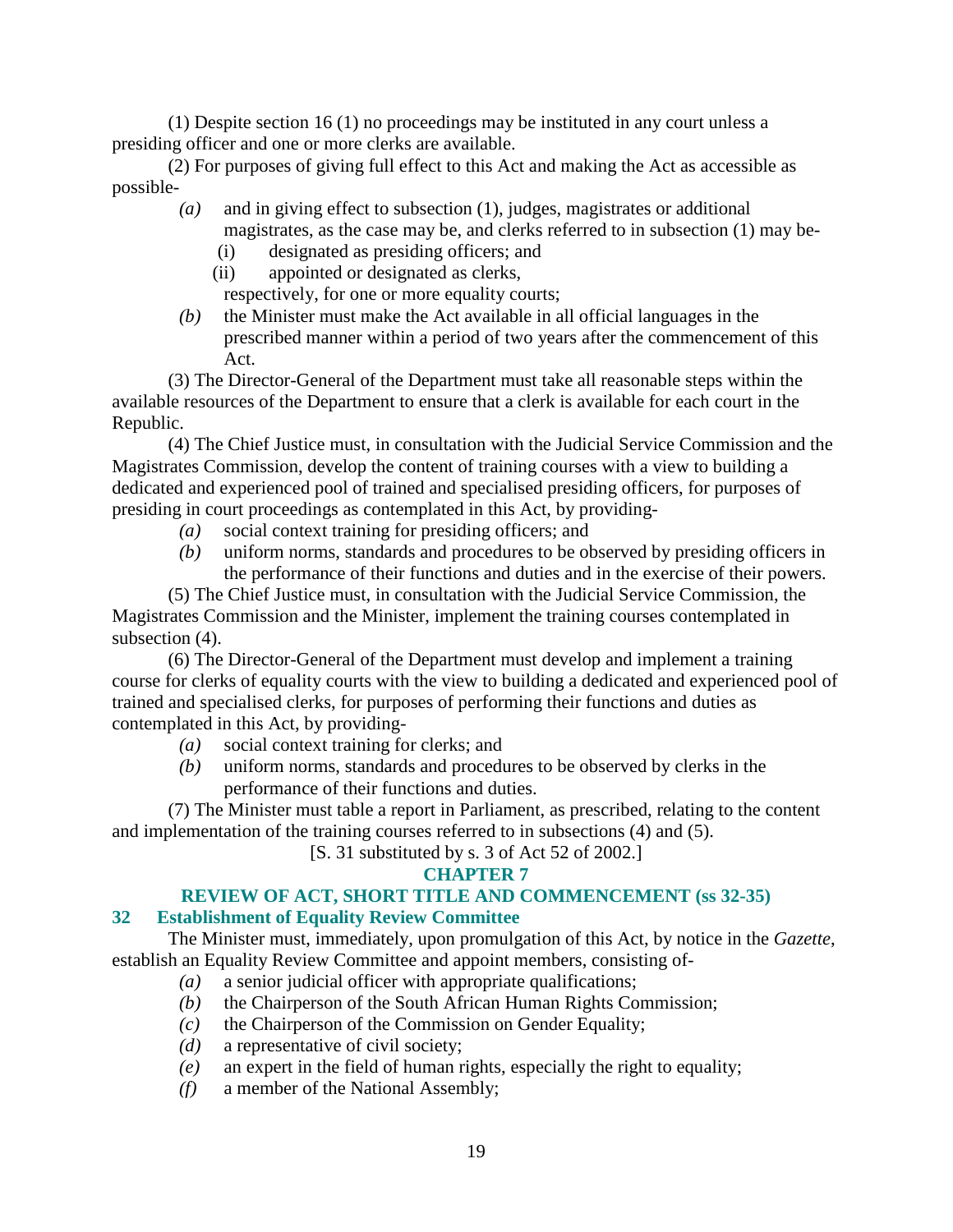(1) Despite section 16 (1) no proceedings may be instituted in any court unless a presiding officer and one or more clerks are available.

(2) For purposes of giving full effect to this Act and making the Act as accessible as possible-

*(a)* and in giving effect to subsection (1), judges, magistrates or additional magistrates, as the case may be, and clerks referred to in subsection (1) may be-

(i) designated as presiding officers; and

(ii) appointed or designated as clerks,

respectively, for one or more equality courts;

*(b)* the Minister must make the Act available in all official languages in the prescribed manner within a period of two years after the commencement of this Act.

(3) The Director-General of the Department must take all reasonable steps within the available resources of the Department to ensure that a clerk is available for each court in the Republic.

(4) The Chief Justice must, in consultation with the Judicial Service Commission and the Magistrates Commission, develop the content of training courses with a view to building a dedicated and experienced pool of trained and specialised presiding officers, for purposes of presiding in court proceedings as contemplated in this Act, by providing-

*(a)* social context training for presiding officers; and

*(b)* uniform norms, standards and procedures to be observed by presiding officers in the performance of their functions and duties and in the exercise of their powers.

(5) The Chief Justice must, in consultation with the Judicial Service Commission, the Magistrates Commission and the Minister, implement the training courses contemplated in subsection (4).

(6) The Director-General of the Department must develop and implement a training course for clerks of equality courts with the view to building a dedicated and experienced pool of trained and specialised clerks, for purposes of performing their functions and duties as contemplated in this Act, by providing-

*(a)* social context training for clerks; and

*(b)* uniform norms, standards and procedures to be observed by clerks in the performance of their functions and duties.

(7) The Minister must table a report in Parliament, as prescribed, relating to the content and implementation of the training courses referred to in subsections (4) and (5).

[S. 31 substituted by s. 3 of Act 52 of 2002.]

## CHAPTER 7

## REVIEW OF ACT, SHORT TITLE AND COMMENCEMENT (ss 32-35)

### 32 Establishment of Equality Review Committee

The Minister must, immediately, upon promulgation of this Act, by notice in the *Gazette*, establish an Equality Review Committee and appoint members, consisting of-

*(a)* a senior judicial officer with appropriate qualifications;

*(b)* the Chairperson of the South African Human Rights Commission;

*(c)* the Chairperson of the Commission on Gender Equality;

*(d)* a representative of civil society;

*(e)* an expert in the field of human rights, especially the right to equality;

*(f)* a member of the National Assembly;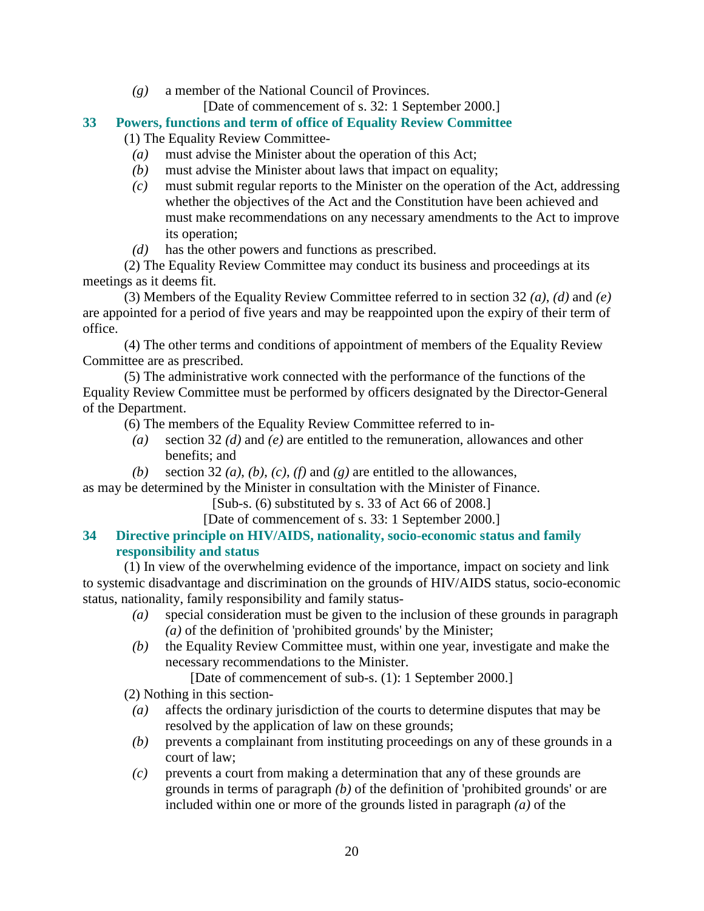*(g)* a member of the National Council of Provinces.

[Date of commencement of s. 32: 1 September 2000.]

## 33 Powers, functions and term of office of Equality Review Committee

(1) The Equality Review Committee-

*(a)* must advise the Minister about the operation of this Act;

*(b)* must advise the Minister about laws that impact on equality;

*(c)* must submit regular reports to the Minister on the operation of the Act, addressing whether the objectives of the Act and the Constitution have been achieved and must make recommendations on any necessary amendments to the Act to improve its operation;

*(d)* has the other powers and functions as prescribed.

(2) The Equality Review Committee may conduct its business and proceedings at its meetings as it deems fit.

(3) Members of the Equality Review Committee referred to in section 32 *(a)*, *(d)* and *(e)* are appointed for a period of five years and may be reappointed upon the expiry of their term of office.

(4) The other terms and conditions of appointment of members of the Equality Review Committee are as prescribed.

(5) The administrative work connected with the performance of the functions of the Equality Review Committee must be performed by officers designated by the Director-General of the Department.

(6) The members of the Equality Review Committee referred to in-

*(a)* section 32 *(d)* and *(e)* are entitled to the remuneration, allowances and other benefits; and

*(b)* section 32 *(a)*, *(b)*, *(c)*, *(f)* and *(g)* are entitled to the allowances,

as may be determined by the Minister in consultation with the Minister of Finance.

[Sub-s. (6) substituted by s. 33 of Act 66 of 2008.]

[Date of commencement of s. 33: 1 September 2000.]

## 34 Directive principle on HIV/AIDS, nationality, socio-economic status and family responsibility and status

(1) In view of the overwhelming evidence of the importance, impact on society and link to systemic disadvantage and discrimination on the grounds of HIV/AIDS status, socio-economic status, nationality, family responsibility and family status-

*(a)* special consideration must be given to the inclusion of these grounds in paragraph *(a)* of the definition of 'prohibited grounds' by the Minister;

*(b)* the Equality Review Committee must, within one year, investigate and make the necessary recommendations to the Minister.

[Date of commencement of sub-s. (1): 1 September 2000.]

(2) Nothing in this section-

*(a)* affects the ordinary jurisdiction of the courts to determine disputes that may be resolved by the application of law on these grounds;

*(b)* prevents a complainant from instituting proceedings on any of these grounds in a court of law;

*(c)* prevents a court from making a determination that any of these grounds are grounds in terms of paragraph *(b)* of the definition of 'prohibited grounds' or are included within one or more of the grounds listed in paragraph *(a)* of the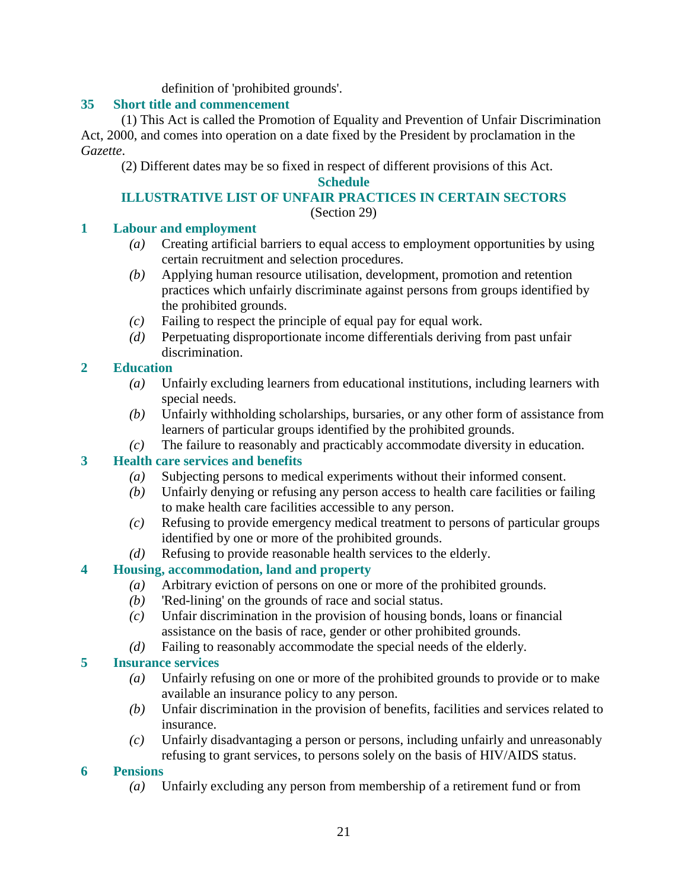definition of 'prohibited grounds'.

### 35 Short title and commencement

(1) This Act is called the Promotion of Equality and Prevention of Unfair Discrimination Act, 2000, and comes into operation on a date fixed by the President by proclamation in the *Gazette*.

(2) Different dates may be so fixed in respect of different provisions of this Act.

## Schedule

## ILLUSTRATIVE LIST OF UNFAIR PRACTICES IN CERTAIN SECTORS

(Section 29)

### 1 Labour and employment

*(a)* Creating artificial barriers to equal access to employment opportunities by using certain recruitment and selection procedures.

*(b)* Applying human resource utilisation, development, promotion and retention practices which unfairly discriminate against persons from groups identified by the prohibited grounds.

*(c)* Failing to respect the principle of equal pay for equal work.

*(d)* Perpetuating disproportionate income differentials deriving from past unfair discrimination.

### 2 Education

*(a)* Unfairly excluding learners from educational institutions, including learners with special needs.

*(b)* Unfairly withholding scholarships, bursaries, or any other form of assistance from learners of particular groups identified by the prohibited grounds.

*(c)* The failure to reasonably and practicably accommodate diversity in education.

### 3 Health care services and benefits

*(a)* Subjecting persons to medical experiments without their informed consent.

*(b)* Unfairly denying or refusing any person access to health care facilities or failing to make health care facilities accessible to any person.

*(c)* Refusing to provide emergency medical treatment to persons of particular groups identified by one or more of the prohibited grounds.

*(d)* Refusing to provide reasonable health services to the elderly.

### 4 Housing, accommodation, land and property

*(a)* Arbitrary eviction of persons on one or more of the prohibited grounds.

*(b)* 'Red-lining' on the grounds of race and social status.

*(c)* Unfair discrimination in the provision of housing bonds, loans or financial assistance on the basis of race, gender or other prohibited grounds.

*(d)* Failing to reasonably accommodate the special needs of the elderly.

### 5 Insurance services

*(a)* Unfairly refusing on one or more of the prohibited grounds to provide or to make available an insurance policy to any person.

*(b)* Unfair discrimination in the provision of benefits, facilities and services related to insurance.

*(c)* Unfairly disadvantaging a person or persons, including unfairly and unreasonably refusing to grant services, to persons solely on the basis of HIV/AIDS status.

### 6 Pensions

*(a)* Unfairly excluding any person from membership of a retirement fund or from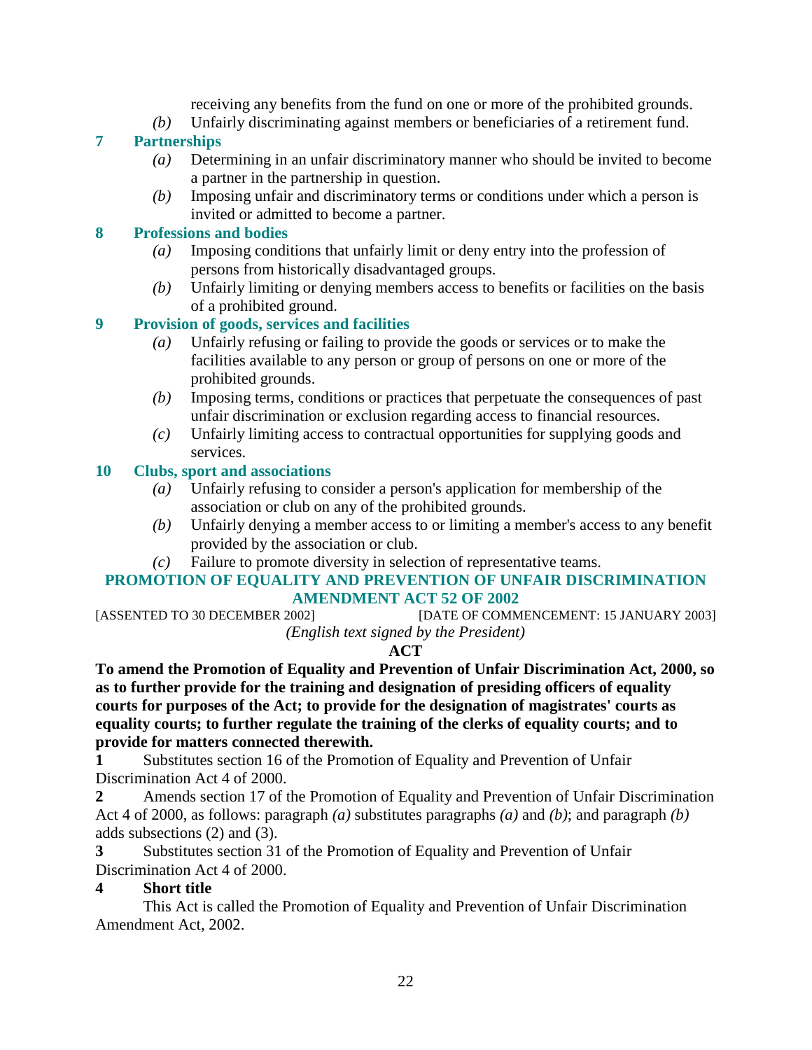receiving any benefits from the fund on one or more of the prohibited grounds.

*(b)* Unfairly discriminating against members or beneficiaries of a retirement fund.

**7 Partnerships**

*(a)* Determining in an unfair discriminatory manner who should be invited to become a partner in the partnership in question.

*(b)* Imposing unfair and discriminatory terms or conditions under which a person is invited or admitted to become a partner.

**8 Professions and bodies**

*(a)* Imposing conditions that unfairly limit or deny entry into the profession of persons from historically disadvantaged groups.

*(b)* Unfairly limiting or denying members access to benefits or facilities on the basis of a prohibited ground.

**9 Provision of goods, services and facilities**

*(a)* Unfairly refusing or failing to provide the goods or services or to make the facilities available to any person or group of persons on one or more of the prohibited grounds.

*(b)* Imposing terms, conditions or practices that perpetuate the consequences of past unfair discrimination or exclusion regarding access to financial resources.

*(c)* Unfairly limiting access to contractual opportunities for supplying goods and services.

**10 Clubs, sport and associations**

*(a)* Unfairly refusing to consider a person's application for membership of the association or club on any of the prohibited grounds.

*(b)* Unfairly denying a member access to or limiting a member's access to any benefit provided by the association or club.

*(c)* Failure to promote diversity in selection of representative teams.

## PROMOTION OF EQUALITY AND PREVENTION OF UNFAIR DISCRIMINATION AMENDMENT ACT 52 OF 2002

[ASSENTED TO 30 DECEMBER 2002] [DATE OF COMMENCEMENT: 15 JANUARY 2003]

*(English text signed by the President)*

**ACT**

**To amend the Promotion of Equality and Prevention of Unfair Discrimination Act, 2000, so as to further provide for the training and designation of presiding officers of equality courts for purposes of the Act; to provide for the designation of magistrates' courts as equality courts; to further regulate the training of the clerks of equality courts; and to provide for matters connected therewith.**

**1** Substitutes section 16 of the Promotion of Equality and Prevention of Unfair Discrimination Act 4 of 2000.

**2** Amends section 17 of the Promotion of Equality and Prevention of Unfair Discrimination Act 4 of 2000, as follows: paragraph *(a)* substitutes paragraphs *(a)* and *(b)*; and paragraph *(b)* adds subsections (2) and (3).

**3** Substitutes section 31 of the Promotion of Equality and Prevention of Unfair Discrimination Act 4 of 2000.

**4 Short title**

This Act is called the Promotion of Equality and Prevention of Unfair Discrimination Amendment Act, 2002.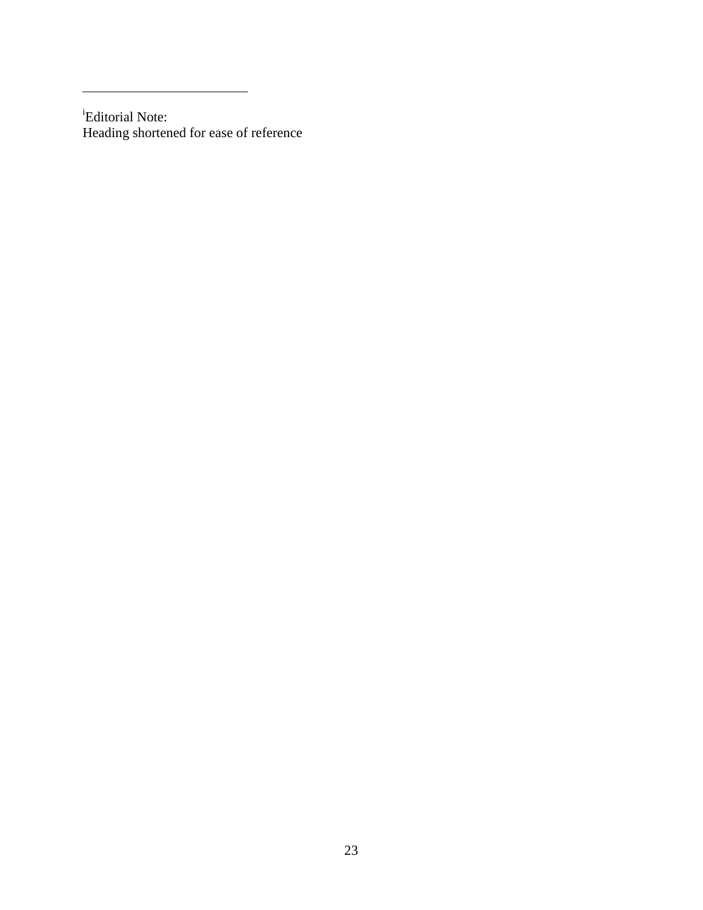[i]Editorial Note:
Heading shortened for ease of reference